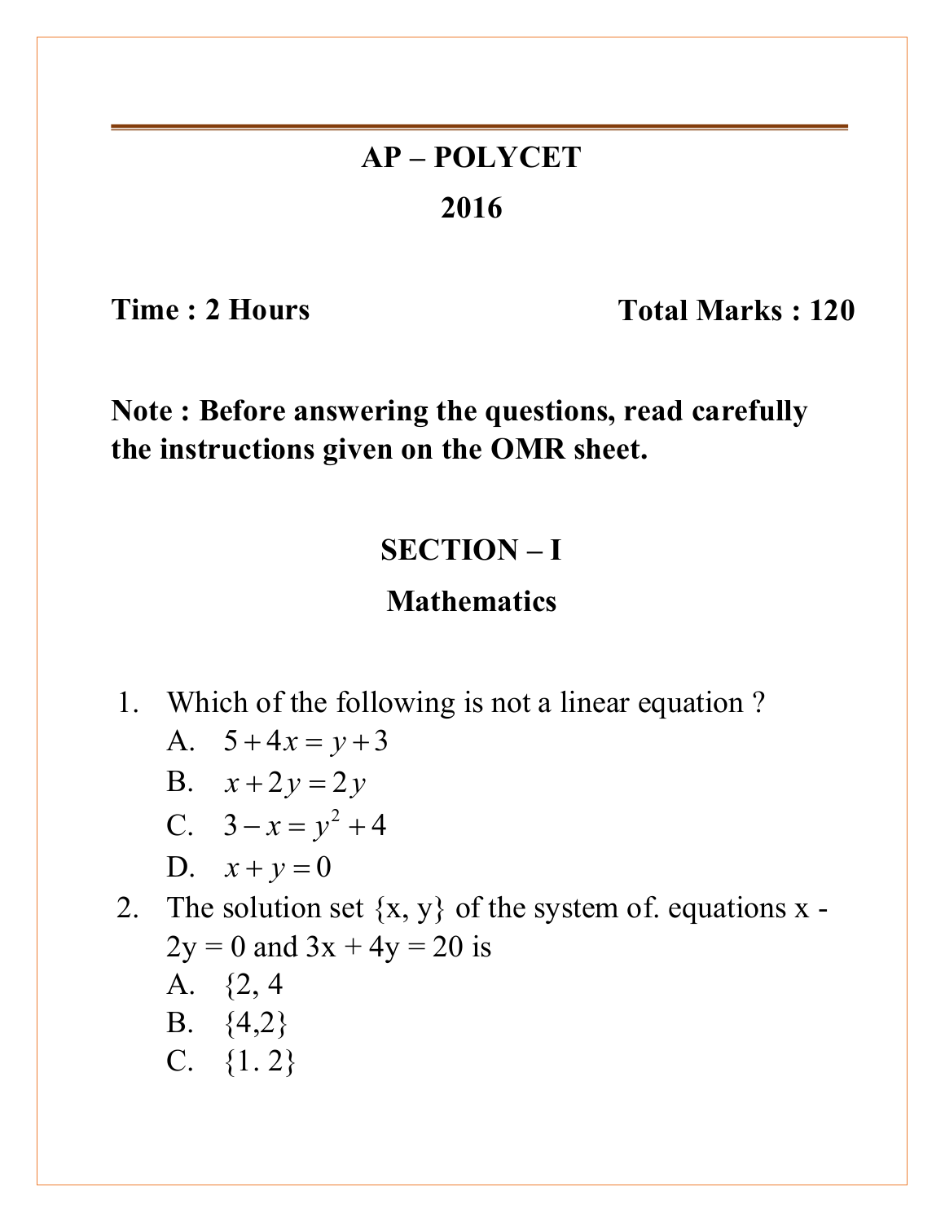# AP – POLYCET

# 2016

**Time : 2 Hours** **Total Marks : 120**

**Note : Before answering the questions, read carefully the instructions given on the OMR sheet.**

## SECTION – I

## Mathematics

1. Which of the following is not a linear equation ?
   A. $5+4x=y+3$
   B. $x+2y=2y$
   C. $3-x=y^2+4$
   D. $x+y=0$
2. The solution set {x, y} of the system of. equations x - 2y = 0 and 3x + 4y = 20 is
   A. {2, 4
   B. {4,2}
   C. {1. 2}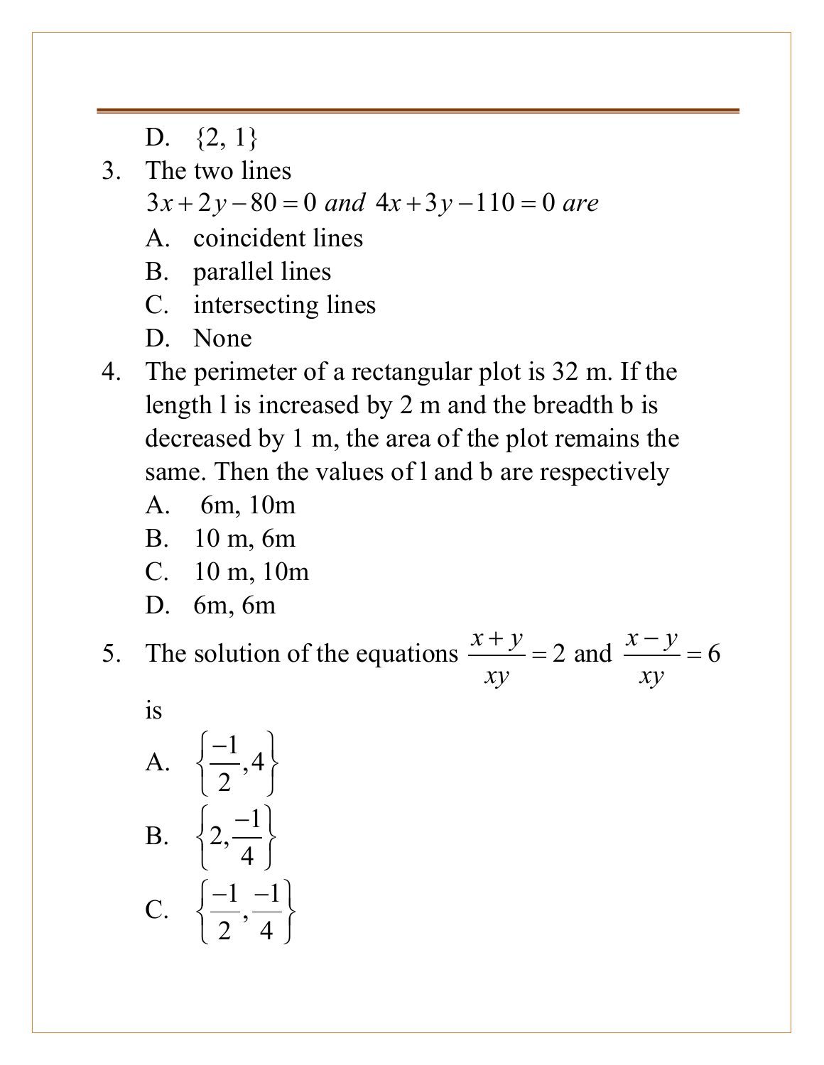D. {2, 1}

3. The two lines
   $3x + 2y - 80 = 0$ *and* $4x + 3y - 110 = 0$ *are*
   A. coincident lines
   B. parallel lines
   C. intersecting lines
   D. None

4. The perimeter of a rectangular plot is 32 m. If the length l is increased by 2 m and the breadth b is decreased by 1 m, the area of the plot remains the same. Then the values of l and b are respectively
   A. 6m, 10m
   B. 10 m, 6m
   C. 10 m, 10m
   D. 6m, 6m

5. The solution of the equations $\frac{x+y}{xy} = 2$ and $\frac{x-y}{xy} = 6$ is
   A. $\left\{\frac{-1}{2}, 4\right\}$
   B. $\left\{2, \frac{-1}{4}\right\}$
   C. $\left\{\frac{-1}{2}, \frac{-1}{4}\right\}$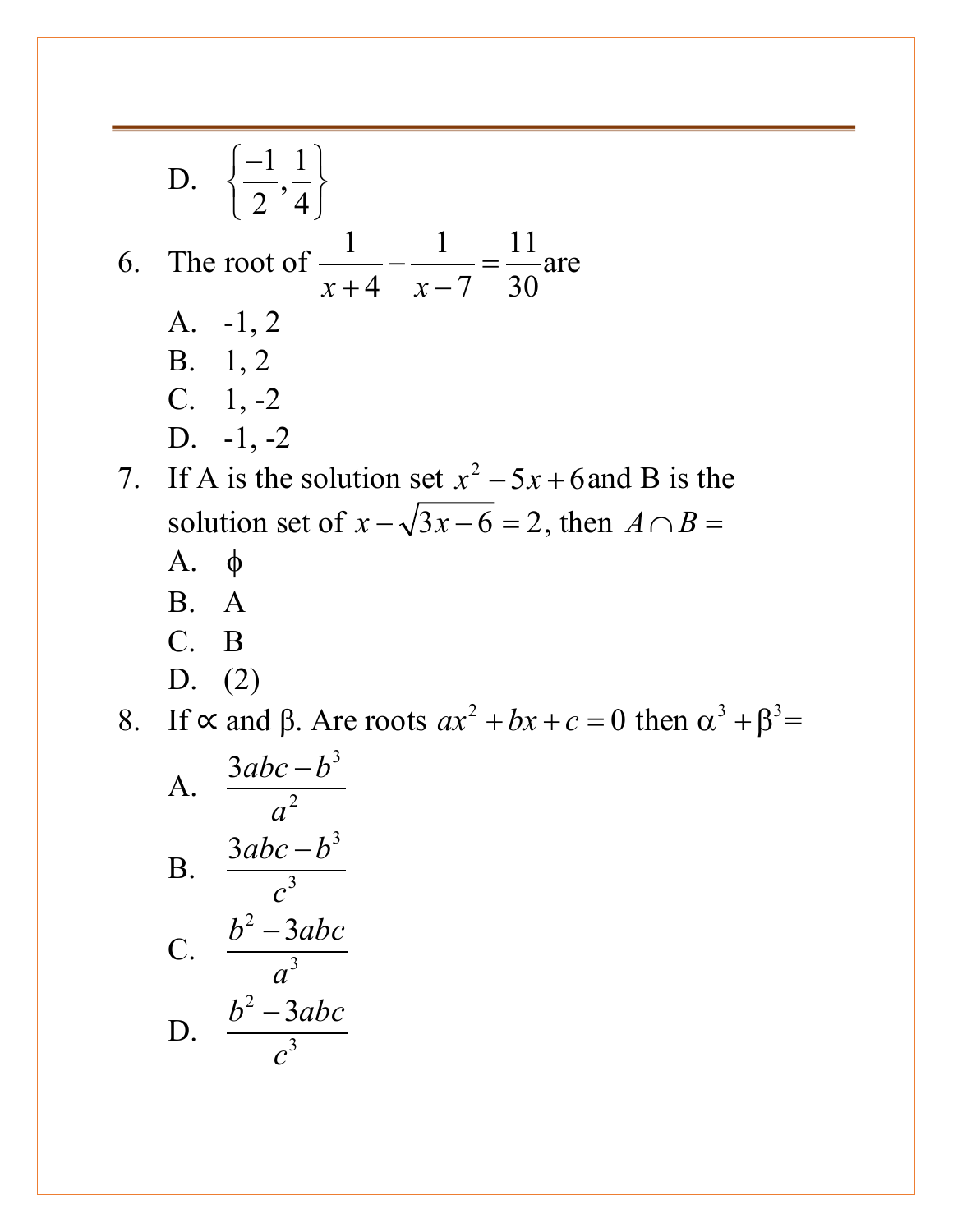D. $\left\{\frac{-1}{2}, \frac{1}{4}\right\}$

6. The root of $\frac{1}{x+4} - \frac{1}{x-7} = \frac{11}{30}$ are
   A. -1, 2
   B. 1, 2
   C. 1, -2
   D. -1, -2

7. If A is the solution set $x^2 - 5x + 6$ and B is the solution set of $x - \sqrt{3x-6} = 2$, then $A \cap B =$
   A. $\phi$
   B. A
   C. B
   D. (2)

8. If $\propto$ and $\beta$. Are roots $ax^2 + bx + c = 0$ then $\alpha^3 + \beta^3 =$
   A. $\frac{3abc - b^3}{a^2}$
   B. $\frac{3abc - b^3}{c^3}$
   C. $\frac{b^2 - 3abc}{a^3}$
   D. $\frac{b^2 - 3abc}{c^3}$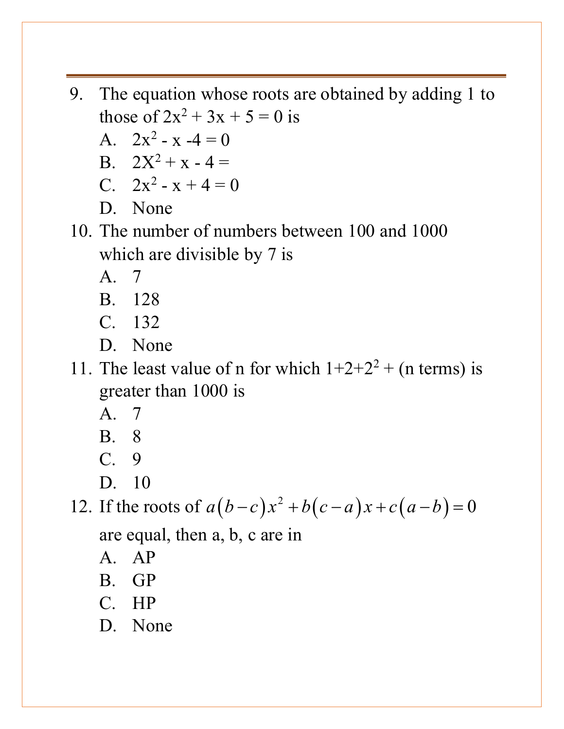9. The equation whose roots are obtained by adding 1 to those of $2x^2 + 3x + 5 = 0$ is
   A. $2x^2 - x - 4 = 0$
   B. $2X^2 + x - 4 =$
   C. $2x^2 - x + 4 = 0$
   D. None
10. The number of numbers between 100 and 1000 which are divisible by 7 is
    A. 7
    B. 128
    C. 132
    D. None
11. The least value of n for which $1+2+2^2 +$ (n terms) is greater than 1000 is
    A. 7
    B. 8
    C. 9
    D. 10
12. If the roots of $a(b-c)x^2 + b(c-a)x + c(a-b) = 0$ are equal, then a, b, c are in
    A. AP
    B. GP
    C. HP
    D. None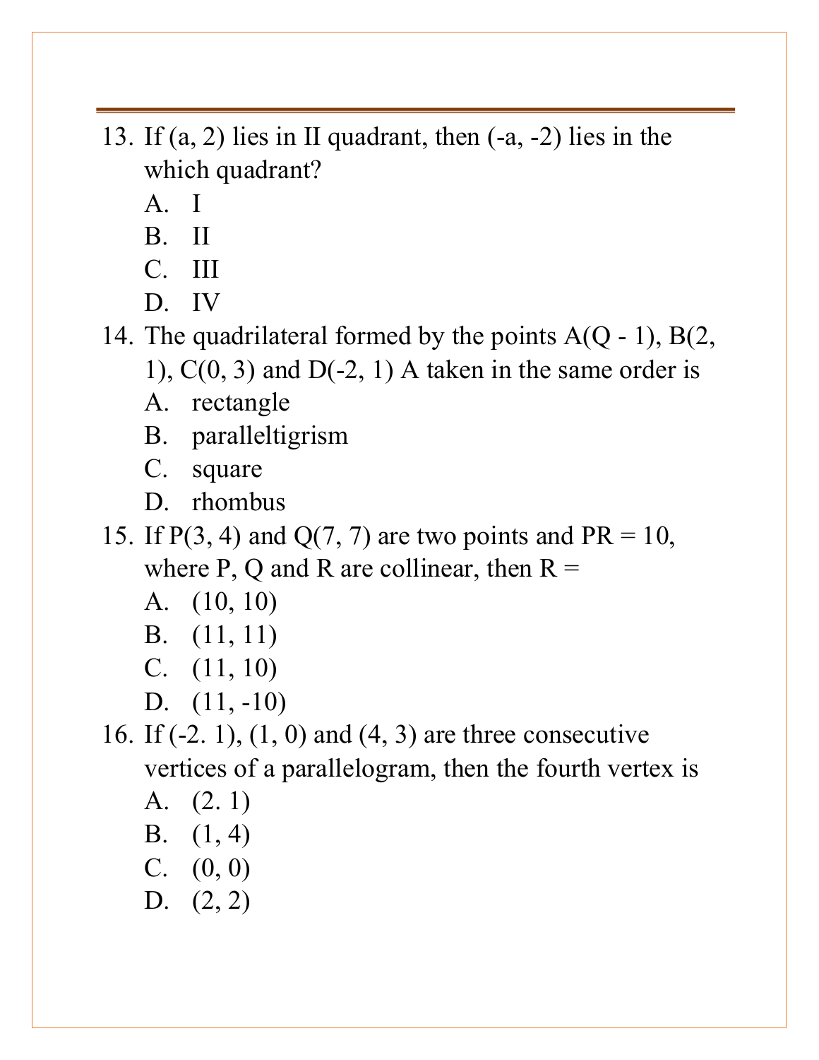13. If (a, 2) lies in II quadrant, then (-a, -2) lies in the which quadrant?
    A. I
    B. II
    C. III
    D. IV
14. The quadrilateral formed by the points A(Q - 1), B(2, 1), C(0, 3) and D(-2, 1) A taken in the same order is
    A. rectangle
    B. paralleltigrism
    C. square
    D. rhombus
15. If P(3, 4) and Q(7, 7) are two points and PR = 10, where P, Q and R are collinear, then R =
    A. (10, 10)
    B. (11, 11)
    C. (11, 10)
    D. (11, -10)
16. If (-2. 1), (1, 0) and (4, 3) are three consecutive vertices of a parallelogram, then the fourth vertex is
    A. (2. 1)
    B. (1, 4)
    C. (0, 0)
    D. (2, 2)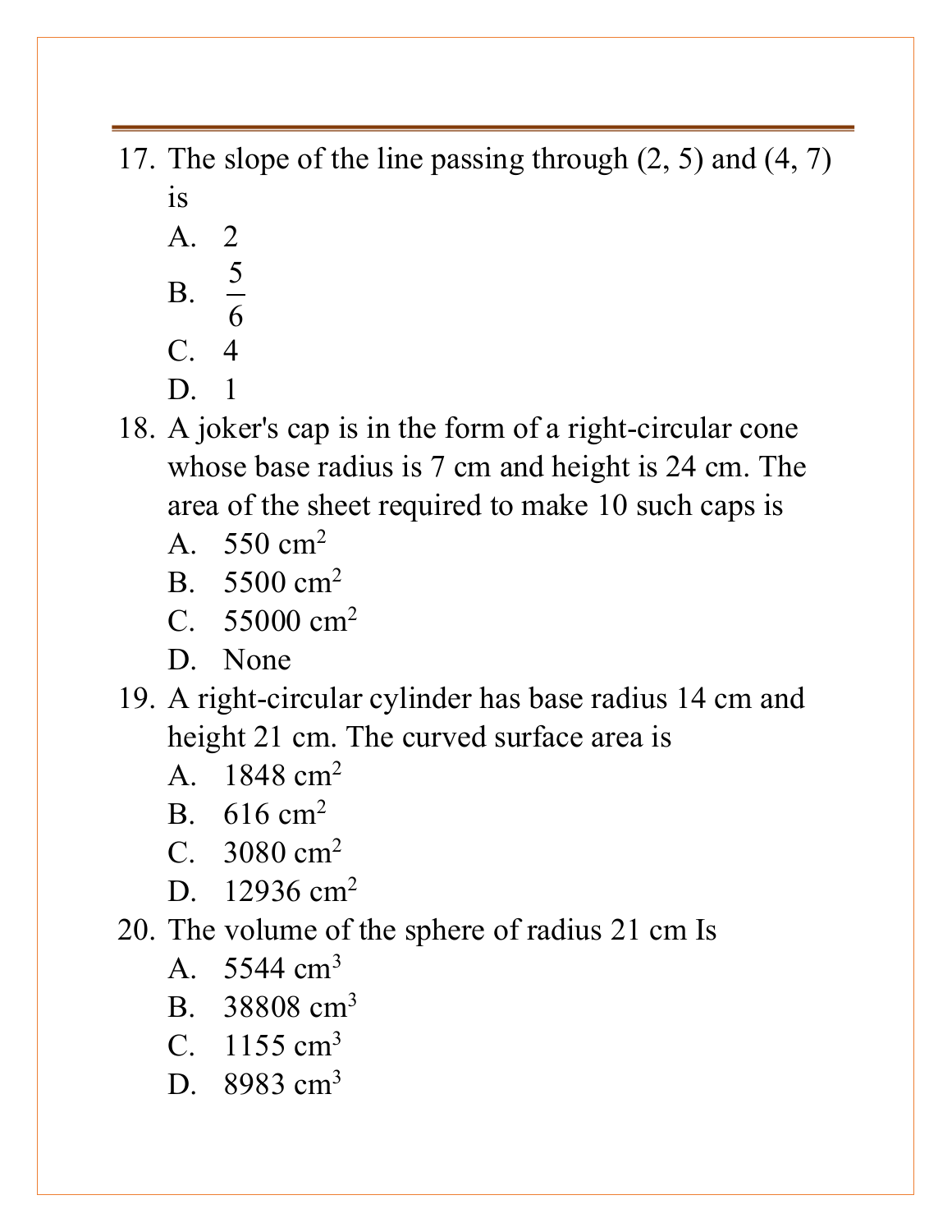17. The slope of the line passing through (2, 5) and (4, 7) is
    A. 2
    B. $\frac{5}{6}$
    C. 4
    D. 1
18. A joker's cap is in the form of a right-circular cone whose base radius is 7 cm and height is 24 cm. The area of the sheet required to make 10 such caps is
    A. 550 $cm^2$
    B. 5500 $cm^2$
    C. 55000 $cm^2$
    D. None
19. A right-circular cylinder has base radius 14 cm and height 21 cm. The curved surface area is
    A. 1848 $cm^2$
    B. 616 $cm^2$
    C. 3080 $cm^2$
    D. 12936 $cm^2$
20. The volume of the sphere of radius 21 cm Is
    A. 5544 $cm^3$
    B. 38808 $cm^3$
    C. 1155 $cm^3$
    D. 8983 $cm^3$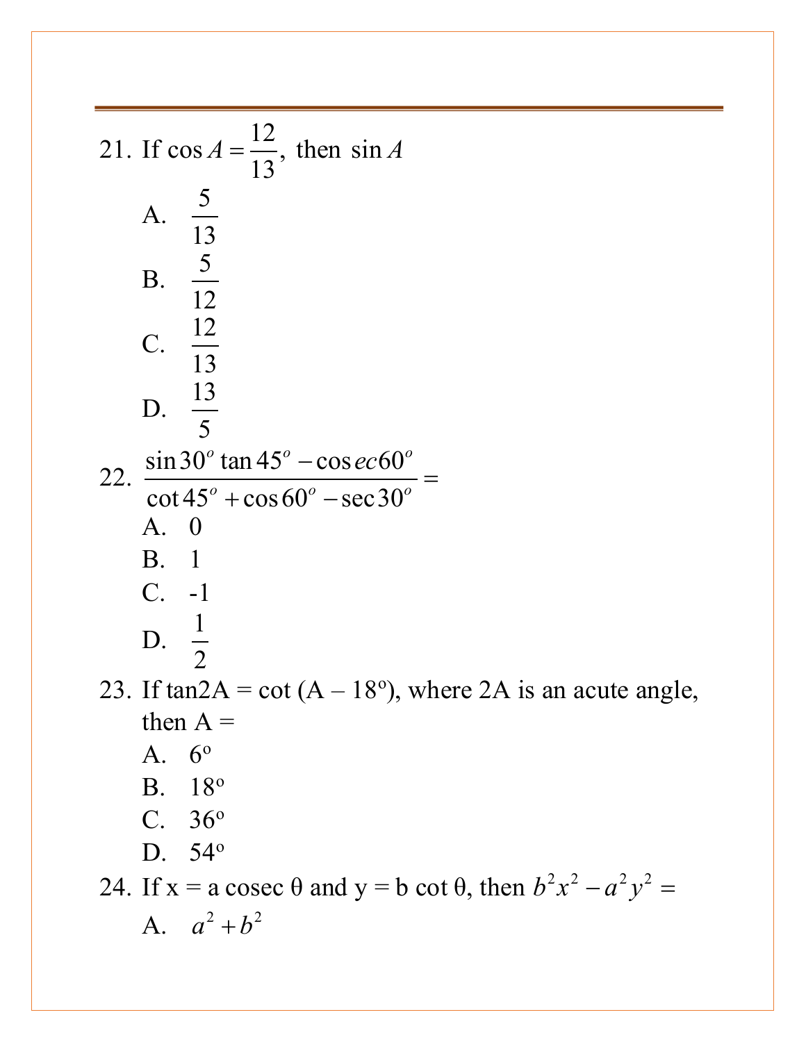21. If $\cos A = \dfrac{12}{13}$, then $\sin A$

    A. $\dfrac{5}{13}$

    B. $\dfrac{5}{12}$

    C. $\dfrac{12}{13}$

    D. $\dfrac{13}{5}$

22. $\dfrac{\sin 30^o \tan 45^o - \operatorname{cosec} 60^o}{\cot 45^o + \cos 60^o - \sec 30^o} =$

    A. 0

    B. 1

    C. -1

    D. $\dfrac{1}{2}$

23. If tan2A = cot (A – 18°), where 2A is an acute angle, then A =

    A. 6°

    B. 18°

    C. 36°

    D. 54°

24. If x = a cosec θ and y = b cot θ, then $b^2x^2 - a^2y^2 =$

    A. $a^2 + b^2$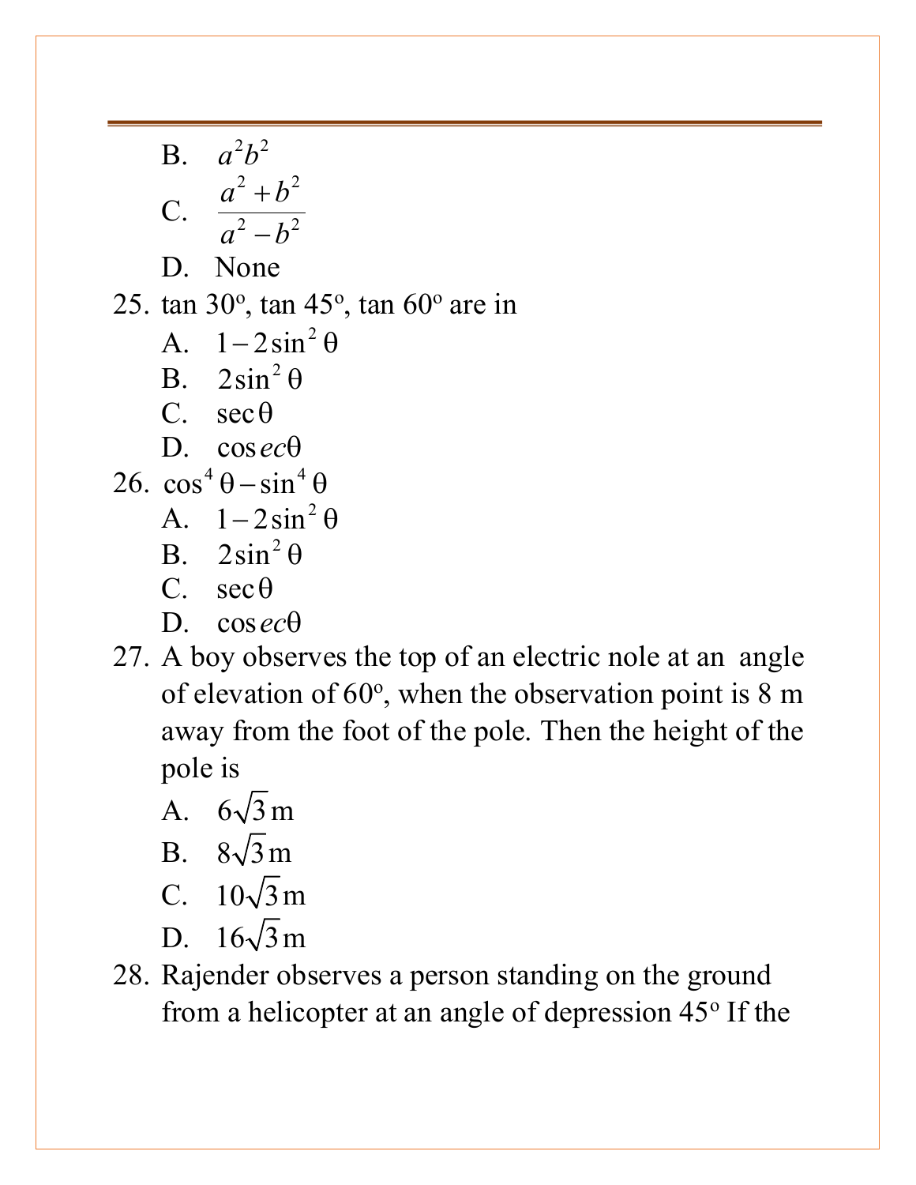B. $a^2b^2$

C. $\dfrac{a^2+b^2}{a^2-b^2}$

D. None

25. tan 30°, tan 45°, tan 60° are in

    A. $1-2\sin^2\theta$

    B. $2\sin^2\theta$

    C. $\sec\theta$

    D. $\cos ec\theta$

26. $\cos^4\theta-\sin^4\theta$

    A. $1-2\sin^2\theta$

    B. $2\sin^2\theta$

    C. $\sec\theta$

    D. $\cos ec\theta$

27. A boy observes the top of an electric nole at an angle of elevation of 60°, when the observation point is 8 m away from the foot of the pole. Then the height of the pole is

    A. $6\sqrt{3}$ m

    B. $8\sqrt{3}$ m

    C. $10\sqrt{3}$ m

    D. $16\sqrt{3}$ m

28. Rajender observes a person standing on the ground from a helicopter at an angle of depression 45° If the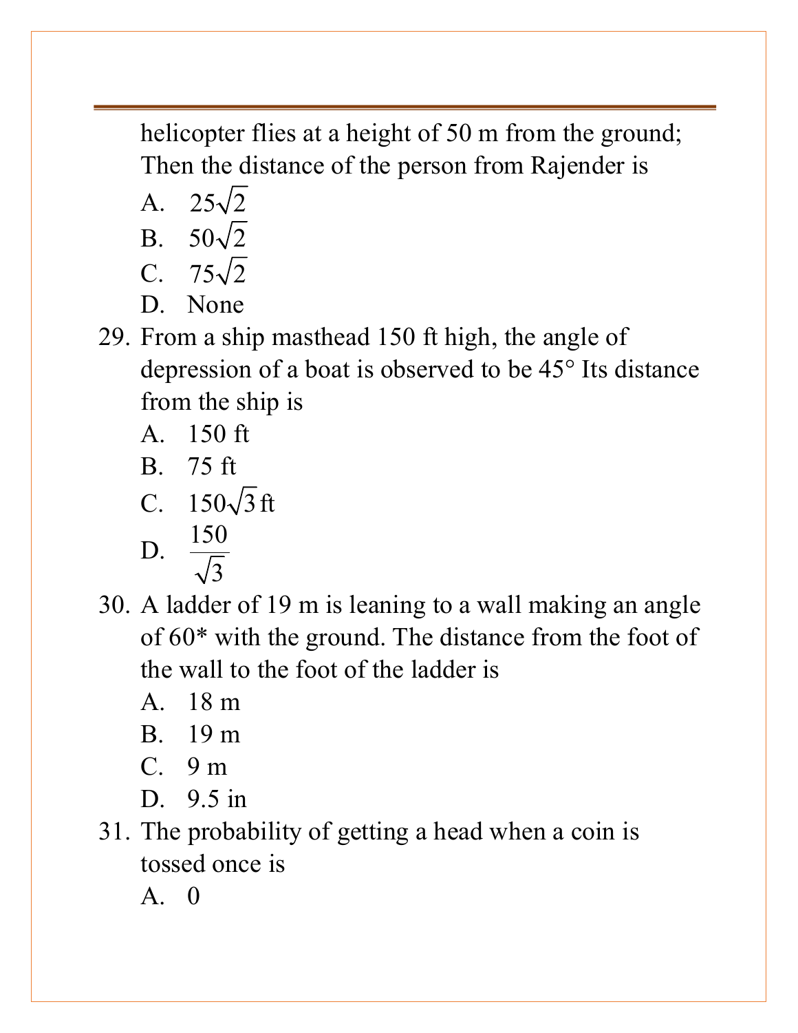helicopter flies at a height of 50 m from the ground; Then the distance of the person from Rajender is

A. $25\sqrt{2}$
B. $50\sqrt{2}$
C. $75\sqrt{2}$
D. None

29. From a ship masthead 150 ft high, the angle of depression of a boat is observed to be 45° Its distance from the ship is

A. 150 ft
B. 75 ft
C. $150\sqrt{3}$ ft
D. $\frac{150}{\sqrt{3}}$

30. A ladder of 19 m is leaning to a wall making an angle of 60* with the ground. The distance from the foot of the wall to the foot of the ladder is

A. 18 m
B. 19 m
C. 9 m
D. 9.5 in

31. The probability of getting a head when a coin is tossed once is

A. 0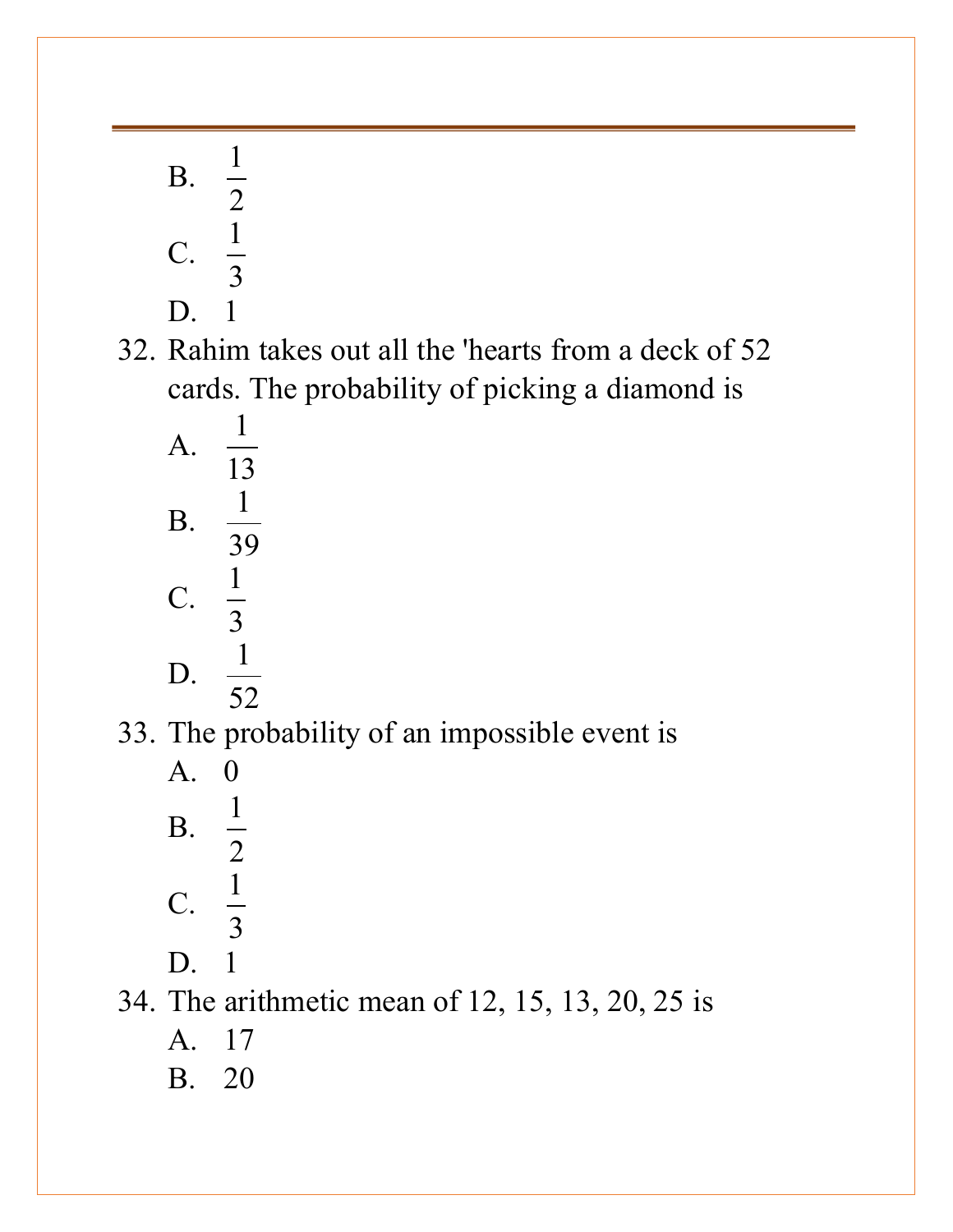B. $\frac{1}{2}$

C. $\frac{1}{3}$

D. 1

32. Rahim takes out all the 'hearts from a deck of 52 cards. The probability of picking a diamond is

    A. $\frac{1}{13}$

    B. $\frac{1}{39}$

    C. $\frac{1}{3}$

    D. $\frac{1}{52}$

33. The probability of an impossible event is

    A. 0

    B. $\frac{1}{2}$

    C. $\frac{1}{3}$

    D. 1

34. The arithmetic mean of 12, 15, 13, 20, 25 is

    A. 17

    B. 20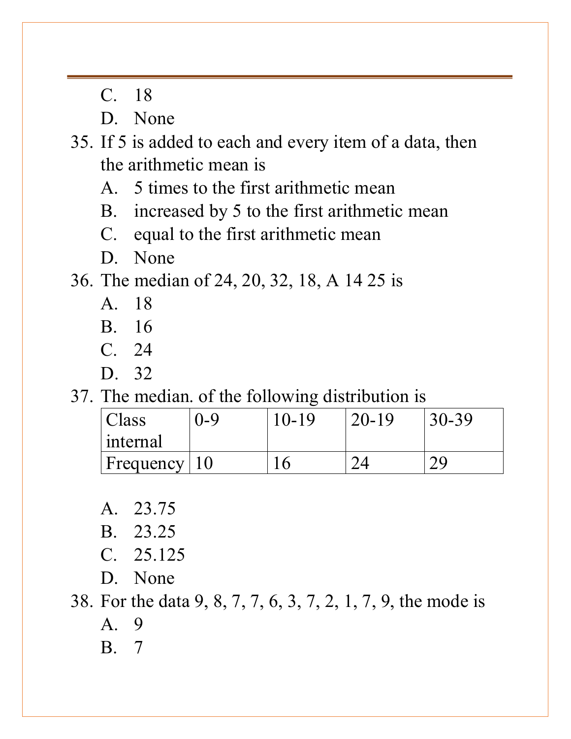C. 18

D. None

35. If 5 is added to each and every item of a data, then the arithmetic mean is

    A. 5 times to the first arithmetic mean

    B. increased by 5 to the first arithmetic mean

    C. equal to the first arithmetic mean

    D. None

36. The median of 24, 20, 32, 18, A 14 25 is

    A. 18

    B. 16

    C. 24

    D. 32

37. The median. of the following distribution is

| Class internal | 0-9 | 10-19 | 20-19 | 30-39 |
|---|---|---|---|---|
| Frequency | 10 | 16 | 24 | 29 |

    A. 23.75

    B. 23.25

    C. 25.125

    D. None

38. For the data 9, 8, 7, 7, 6, 3, 7, 2, 1, 7, 9, the mode is

    A. 9

    B. 7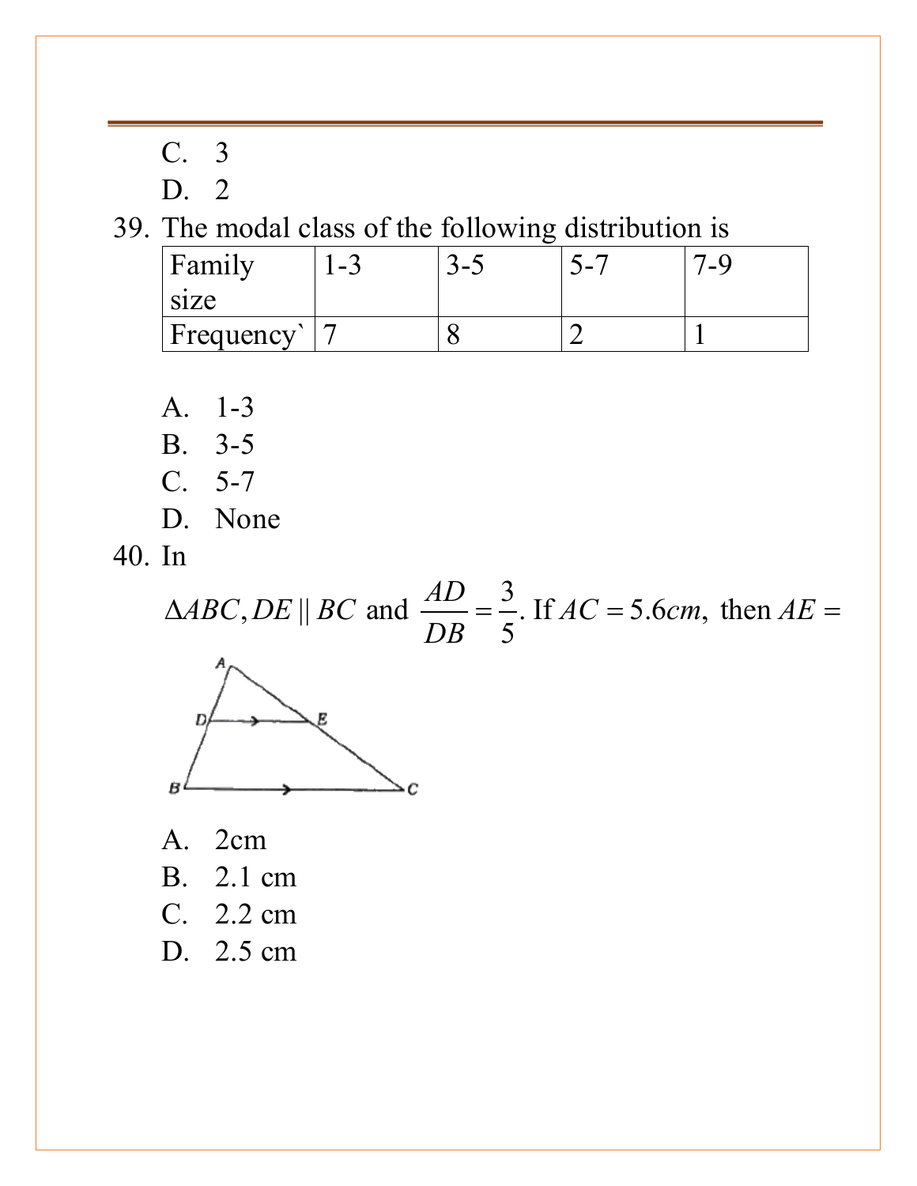C. 3

D. 2

39. The modal class of the following distribution is

| Family size | 1-3 | 3-5 | 5-7 | 7-9 |
|---|---|---|---|---|
| Frequency` | 7 | 8 | 2 | 1 |

A. 1-3

B. 3-5

C. 5-7

D. None

40. In $\Delta ABC, DE \parallel BC$ and $\frac{AD}{DB} = \frac{3}{5}$. If $AC = 5.6cm,$ then $AE =$

A. 2cm

B. 2.1 cm

C. 2.2 cm

D. 2.5 cm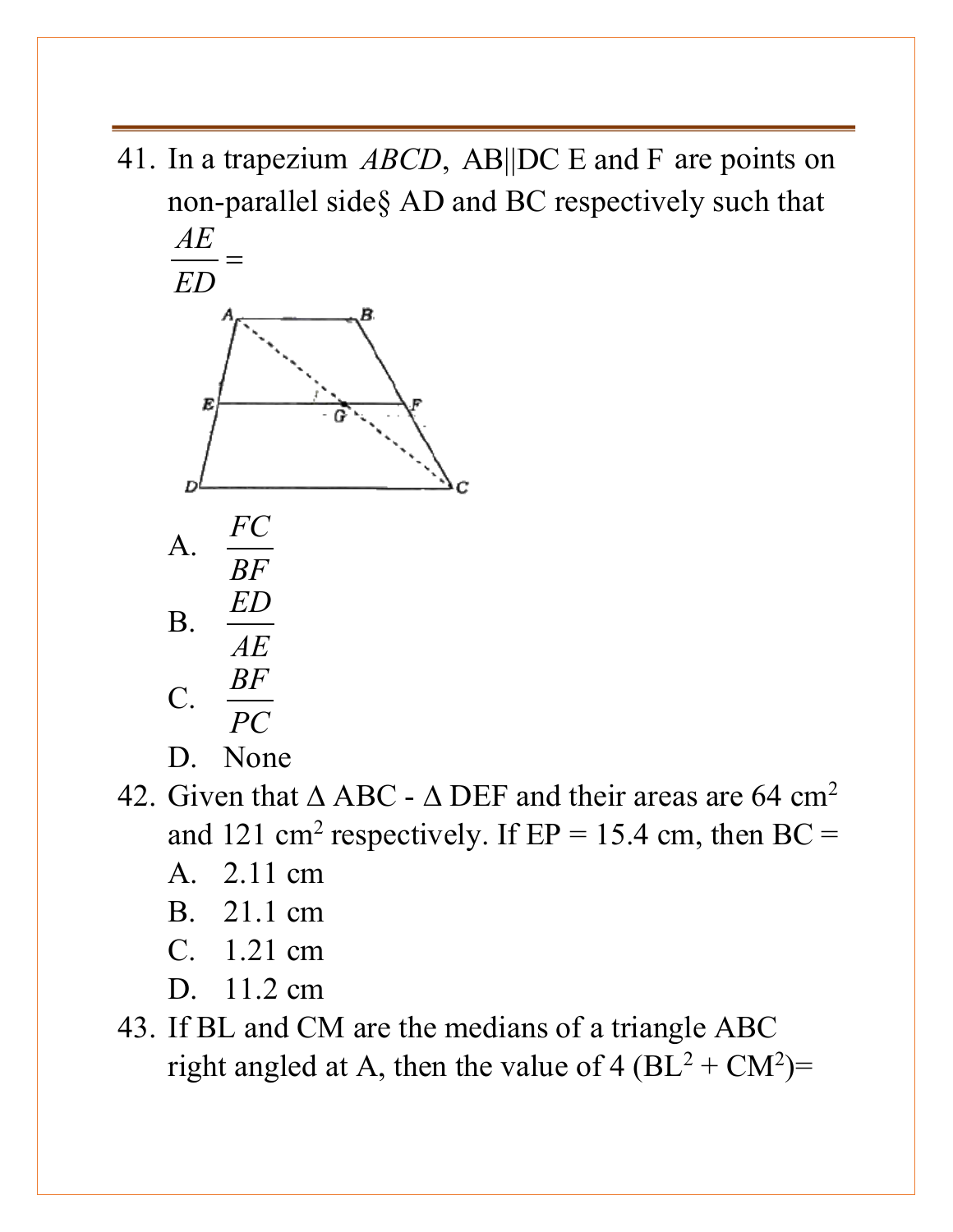41. In a trapezium $ABCD$, AB||DC E and F are points on non-parallel side§ AD and BC respectively such that $\frac{AE}{ED} =$

A. $\frac{FC}{BF}$
B. $\frac{ED}{AE}$
C. $\frac{BF}{PC}$
D. None

42. Given that Δ ABC - Δ DEF and their areas are 64 cm$^2$ and 121 cm$^2$ respectively. If EP = 15.4 cm, then BC =

A. 2.11 cm
B. 21.1 cm
C. 1.21 cm
D. 11.2 cm

43. If BL and CM are the medians of a triangle ABC right angled at A, then the value of 4 (BL$^2$ + CM$^2$)=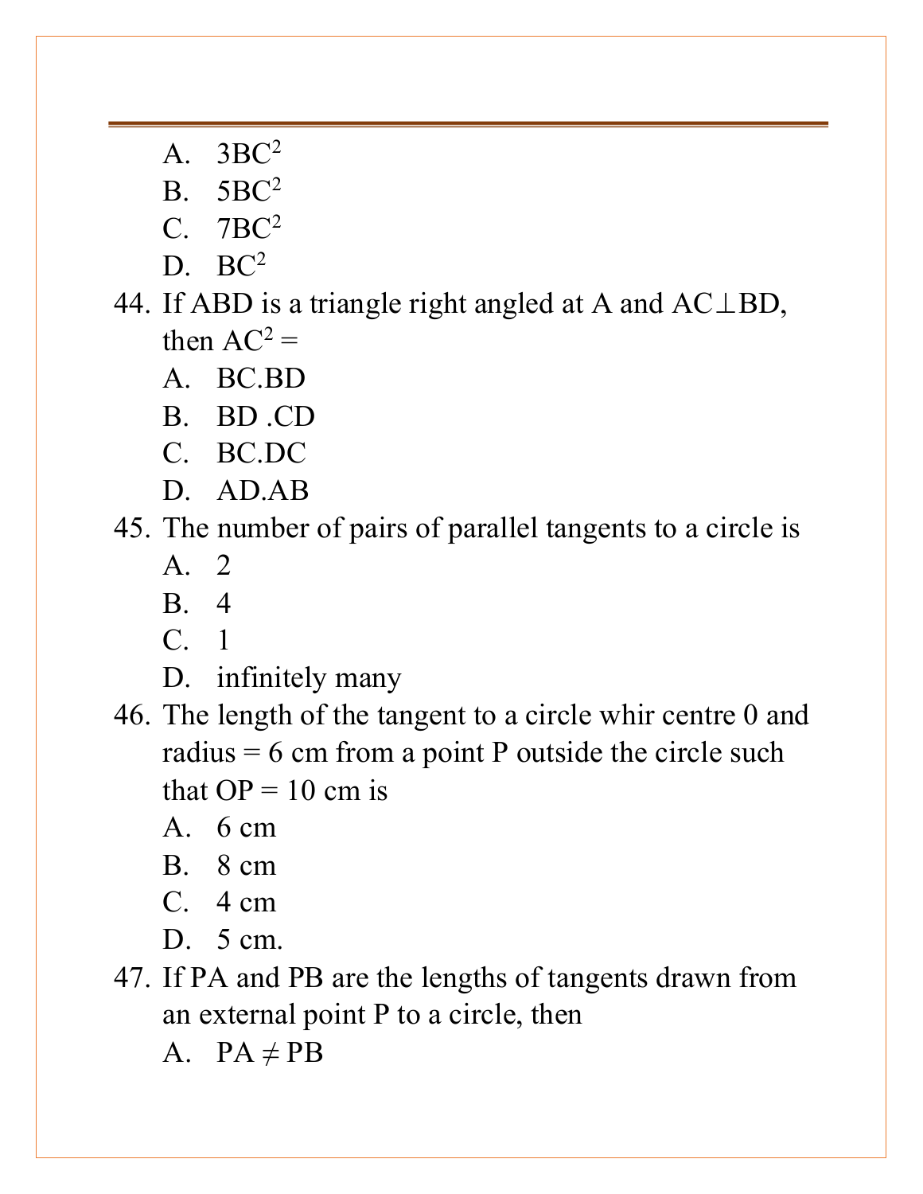A. $3BC^2$
B. $5BC^2$
C. $7BC^2$
D. $BC^2$

44. If ABD is a triangle right angled at A and $AC \perp BD$, then $AC^2$ =
    A. BC.BD
    B. BD .CD
    C. BC.DC
    D. AD.AB

45. The number of pairs of parallel tangents to a circle is
    A. 2
    B. 4
    C. 1
    D. infinitely many

46. The length of the tangent to a circle whir centre 0 and radius = 6 cm from a point P outside the circle such that OP = 10 cm is
    A. 6 cm
    B. 8 cm
    C. 4 cm
    D. 5 cm.

47. If PA and PB are the lengths of tangents drawn from an external point P to a circle, then
    A. $PA \neq PB$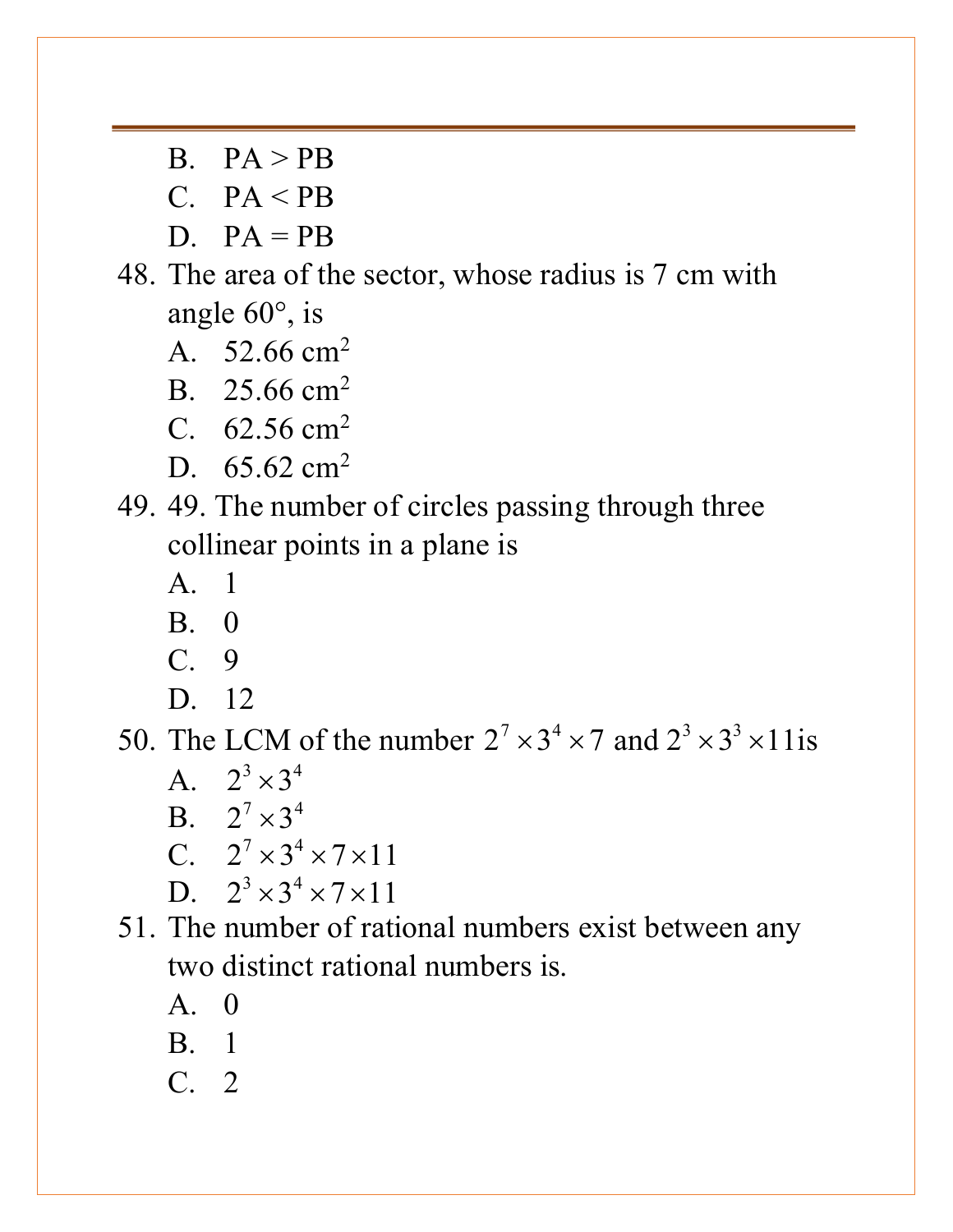B. PA > PB

C. PA < PB

D. PA = PB

48. The area of the sector, whose radius is 7 cm with angle 60°, is

A. 52.66 $cm^2$

B. 25.66 $cm^2$

C. 62.56 $cm^2$

D. 65.62 $cm^2$

49. 49. The number of circles passing through three collinear points in a plane is

A. 1

B. 0

C. 9

D. 12

50. The LCM of the number $2^7 \times 3^4 \times 7$ and $2^3 \times 3^3 \times 11$is

A. $2^3 \times 3^4$

B. $2^7 \times 3^4$

C. $2^7 \times 3^4 \times 7 \times 11$

D. $2^3 \times 3^4 \times 7 \times 11$

51. The number of rational numbers exist between any two distinct rational numbers is.

A. 0

B. 1

C. 2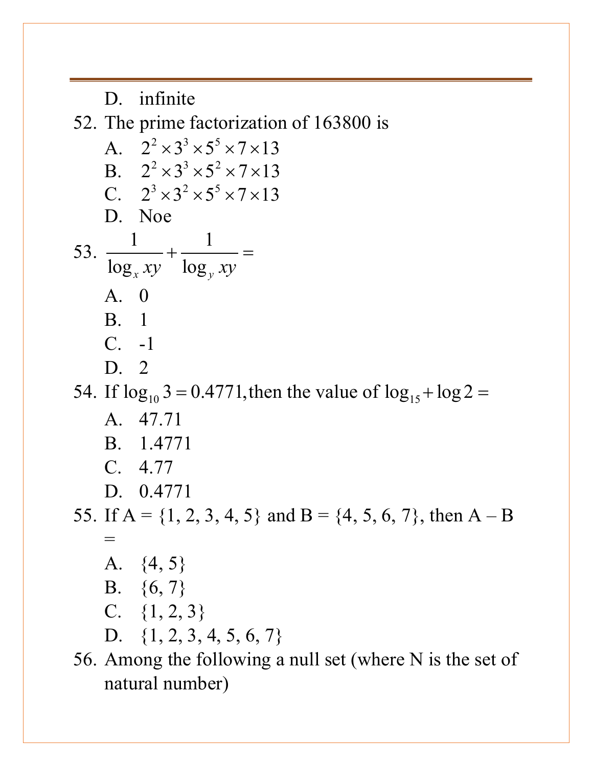D. infinite

52. The prime factorization of 163800 is
    A. $2^2 \times 3^3 \times 5^5 \times 7 \times 13$
    B. $2^2 \times 3^3 \times 5^2 \times 7 \times 13$
    C. $2^3 \times 3^2 \times 5^5 \times 7 \times 13$
    D. Noe

53. $\dfrac{1}{\log_x xy} + \dfrac{1}{\log_y xy} =$
    A. 0
    B. 1
    C. -1
    D. 2

54. If $\log_{10} 3 = 0.4771$, then the value of $\log_{15} + \log 2 =$
    A. 47.71
    B. 1.4771
    C. 4.77
    D. 0.4771

55. If A = {1, 2, 3, 4, 5} and B = {4, 5, 6, 7}, then A – B =
    A. {4, 5}
    B. {6, 7}
    C. {1, 2, 3}
    D. {1, 2, 3, 4, 5, 6, 7}

56. Among the following a null set (where N is the set of natural number)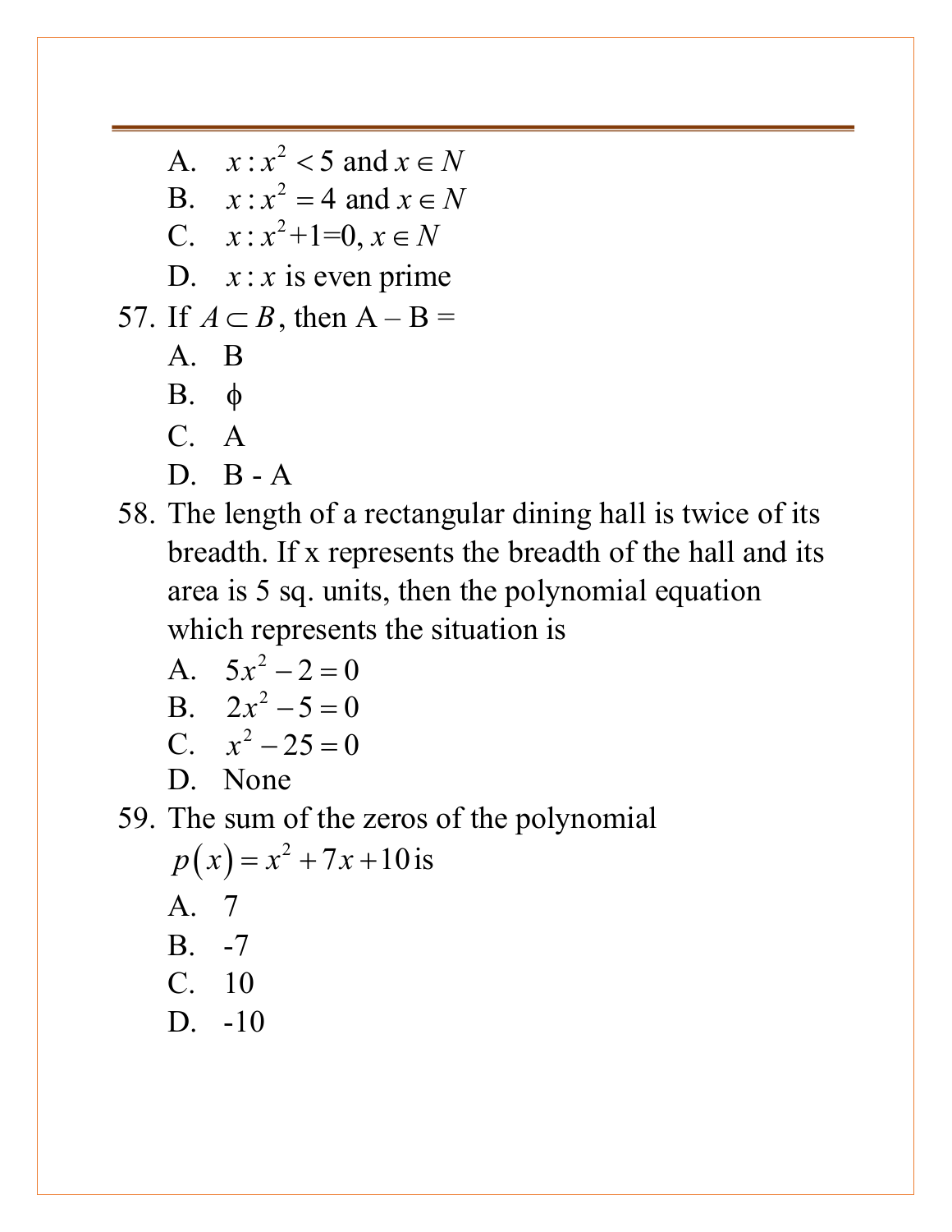A. $x : x^2 < 5$ and $x \in N$

B. $x : x^2 = 4$ and $x \in N$

C. $x : x^2 + 1 = 0, x \in N$

D. $x : x$ is even prime

57. If $A \subset B$, then A – B =

A. B

B. $\phi$

C. A

D. B - A

58. The length of a rectangular dining hall is twice of its breadth. If x represents the breadth of the hall and its area is 5 sq. units, then the polynomial equation which represents the situation is

A. $5x^2 - 2 = 0$

B. $2x^2 - 5 = 0$

C. $x^2 - 25 = 0$

D. None

59. The sum of the zeros of the polynomial $p(x) = x^2 + 7x + 10$ is

A. 7

B. -7

C. 10

D. -10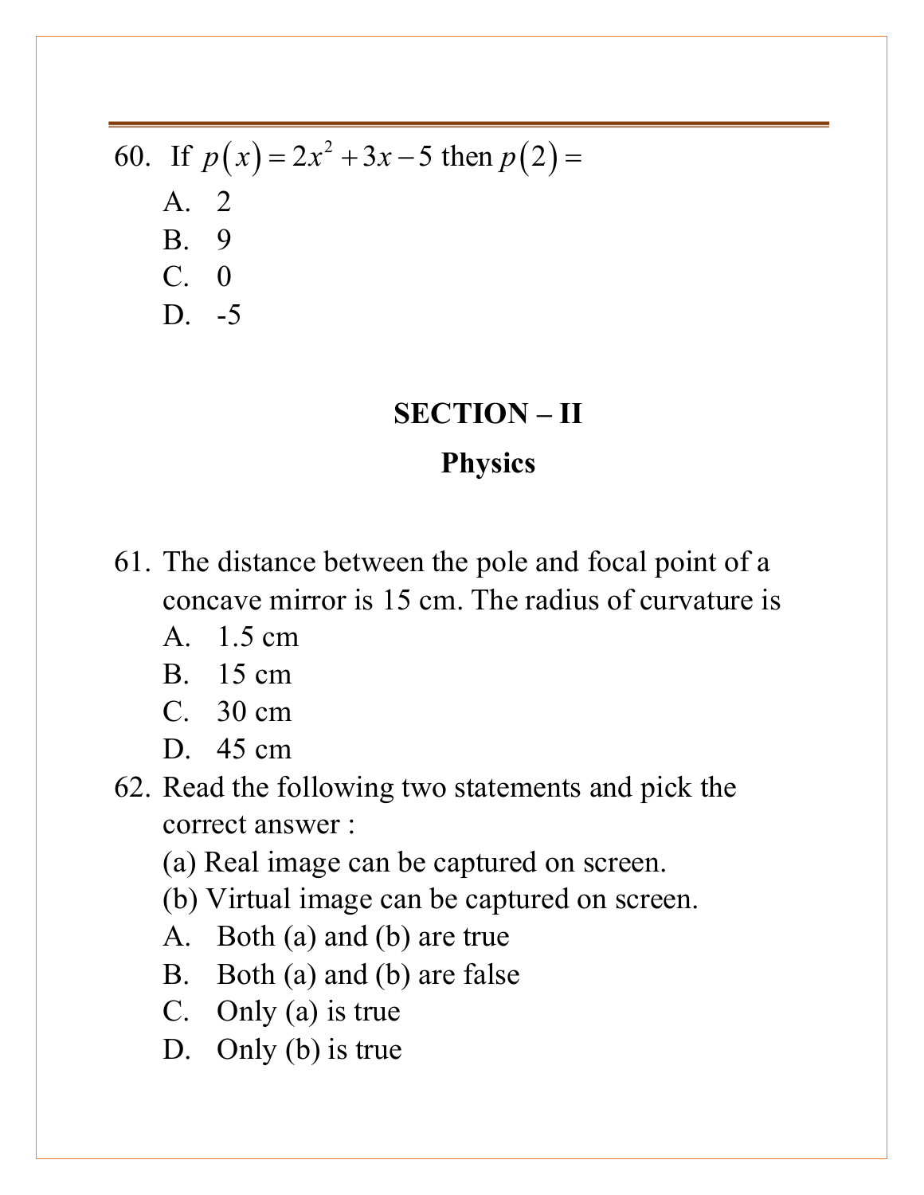60. If $p\left(x\right) = 2x^2 + 3x - 5$ then $p\left(2\right) =$

   A. 2
   B. 9
   C. 0
   D. -5

## SECTION – II

## Physics

61. The distance between the pole and focal point of a concave mirror is 15 cm. The radius of curvature is

   A. 1.5 cm
   B. 15 cm
   C. 30 cm
   D. 45 cm

62. Read the following two statements and pick the correct answer :

   (a) Real image can be captured on screen.
   (b) Virtual image can be captured on screen.

   A. Both (a) and (b) are true
   B. Both (a) and (b) are false
   C. Only (a) is true
   D. Only (b) is true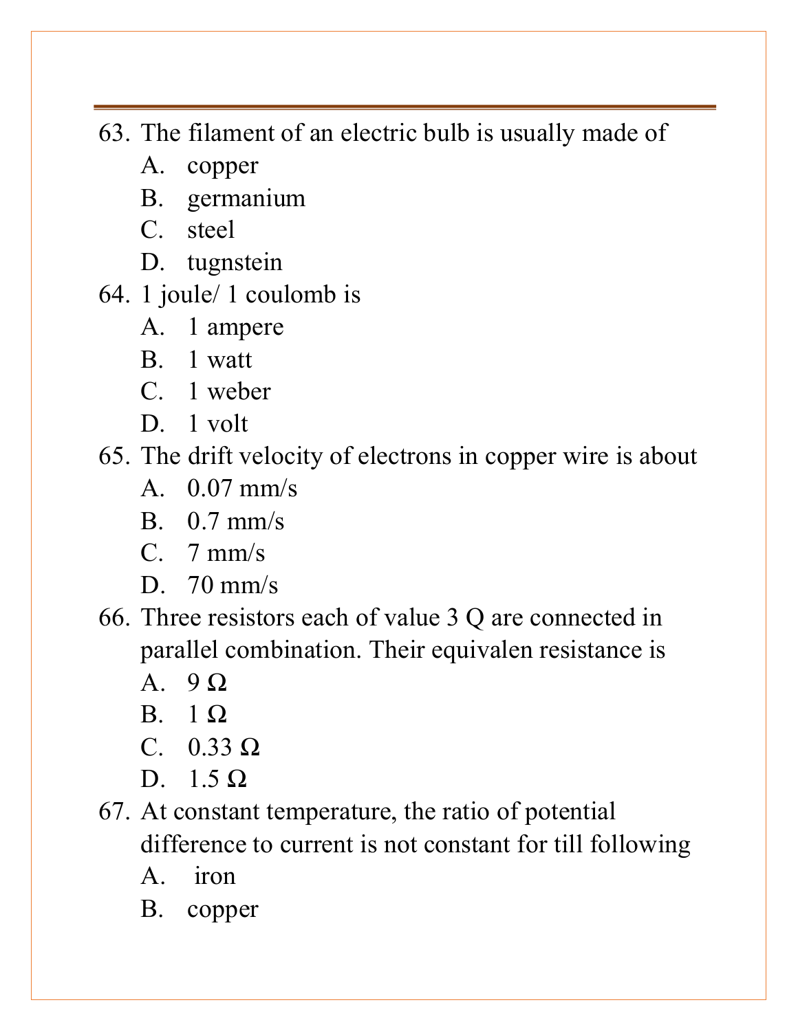63. The filament of an electric bulb is usually made of
    - A. copper
    - B. germanium
    - C. steel
    - D. tugnstein
64. 1 joule/ 1 coulomb is
    - A. 1 ampere
    - B. 1 watt
    - C. 1 weber
    - D. 1 volt
65. The drift velocity of electrons in copper wire is about
    - A. 0.07 mm/s
    - B. 0.7 mm/s
    - C. 7 mm/s
    - D. 70 mm/s
66. Three resistors each of value 3 Q are connected in parallel combination. Their equivalen resistance is
    - A. 9 Ω
    - B. 1 Ω
    - C. 0.33 Ω
    - D. 1.5 Ω
67. At constant temperature, the ratio of potential difference to current is not constant for till following
    - A. iron
    - B. copper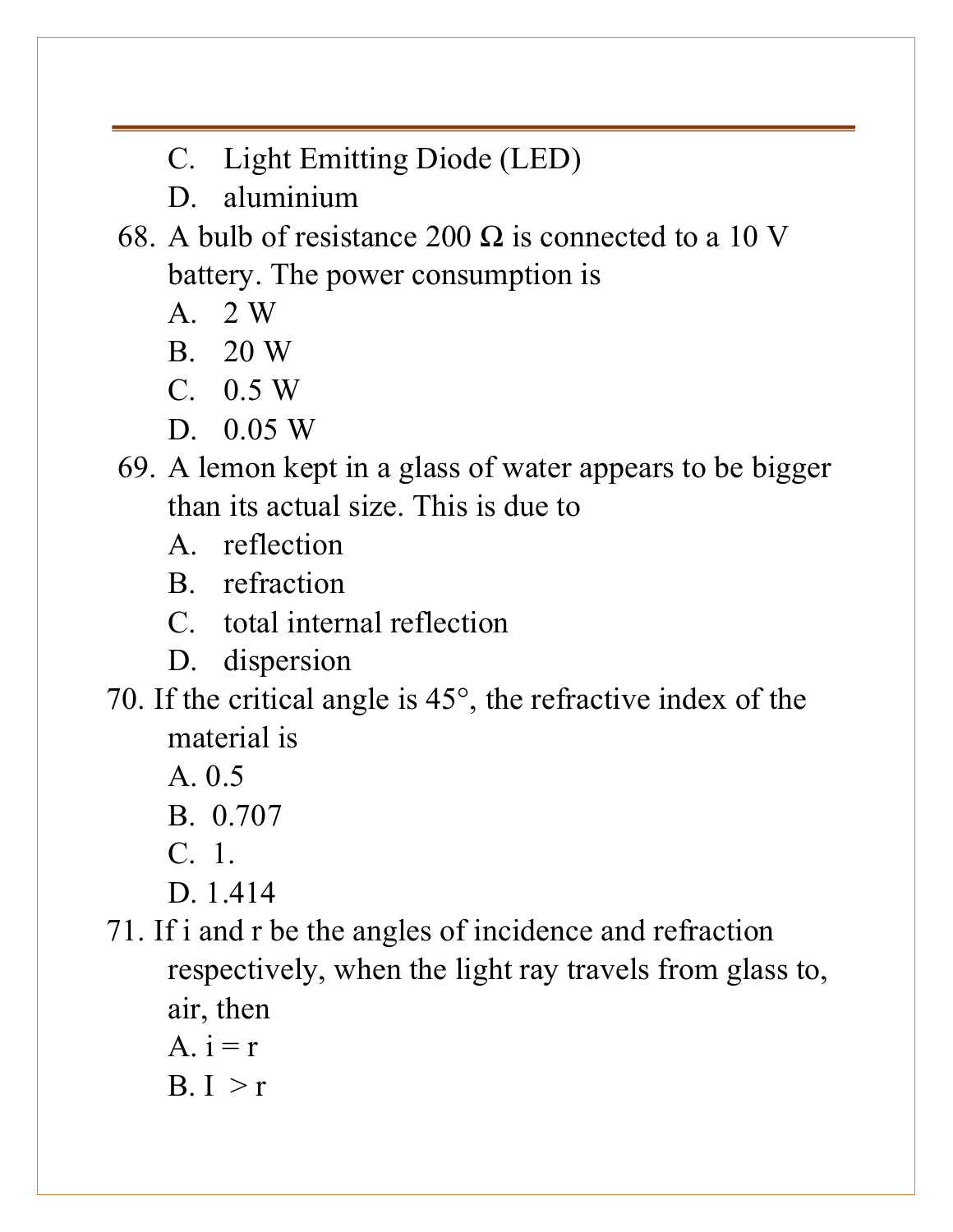C. Light Emitting Diode (LED)

D. aluminium

68. A bulb of resistance 200 Ω is connected to a 10 V battery. The power consumption is

A. 2 W

B. 20 W

C. 0.5 W

D. 0.05 W

69. A lemon kept in a glass of water appears to be bigger than its actual size. This is due to

A. reflection

B. refraction

C. total internal reflection

D. dispersion

70. If the critical angle is 45°, the refractive index of the material is

A. 0.5

B. 0.707

C. 1.

D. 1.414

71. If i and r be the angles of incidence and refraction respectively, when the light ray travels from glass to, air, then

A. i = r

B. I > r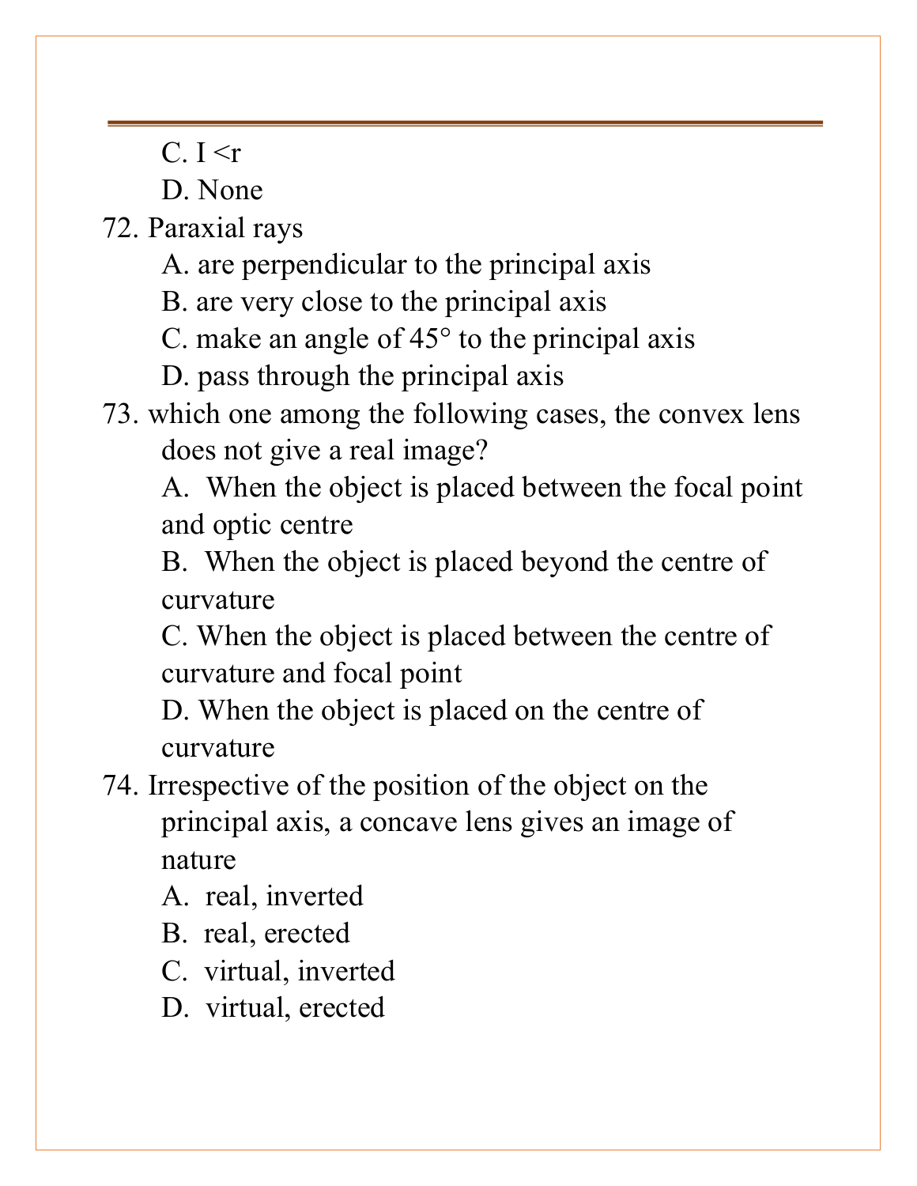C. I <r

D. None

72. Paraxial rays

    A. are perpendicular to the principal axis

    B. are very close to the principal axis

    C. make an angle of 45° to the principal axis

    D. pass through the principal axis

73. which one among the following cases, the convex lens does not give a real image?

    A. When the object is placed between the focal point and optic centre

    B. When the object is placed beyond the centre of curvature

    C. When the object is placed between the centre of curvature and focal point

    D. When the object is placed on the centre of curvature

74. Irrespective of the position of the object on the principal axis, a concave lens gives an image of nature

    A. real, inverted

    B. real, erected

    C. virtual, inverted

    D. virtual, erected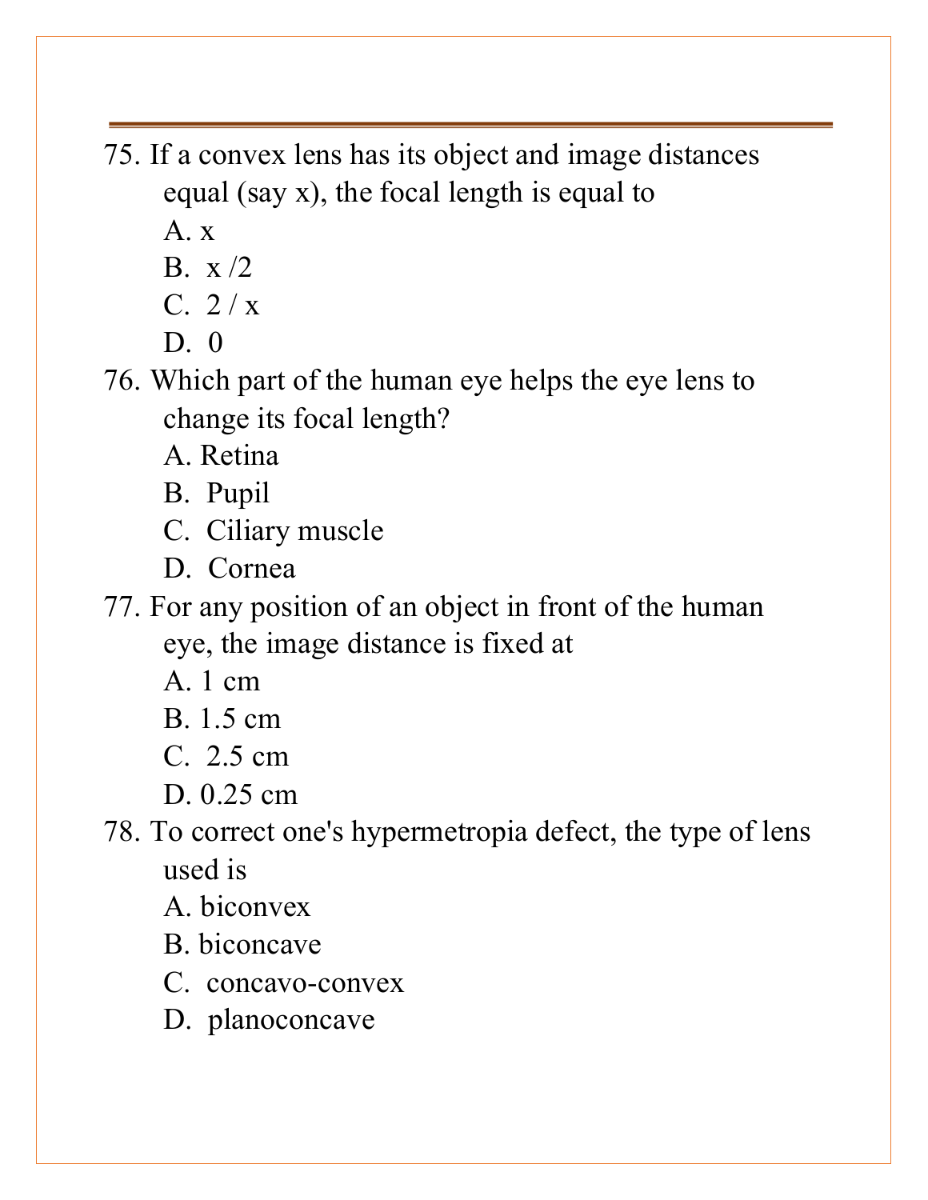75. If a convex lens has its object and image distances equal (say x), the focal length is equal to

    A. x

    B. x /2

    C. 2 / x

    D. 0

76. Which part of the human eye helps the eye lens to change its focal length?

    A. Retina

    B. Pupil

    C. Ciliary muscle

    D. Cornea

77. For any position of an object in front of the human eye, the image distance is fixed at

    A. 1 cm

    B. 1.5 cm

    C. 2.5 cm

    D. 0.25 cm

78. To correct one's hypermetropia defect, the type of lens used is

    A. biconvex

    B. biconcave

    C. concavo-convex

    D. planoconcave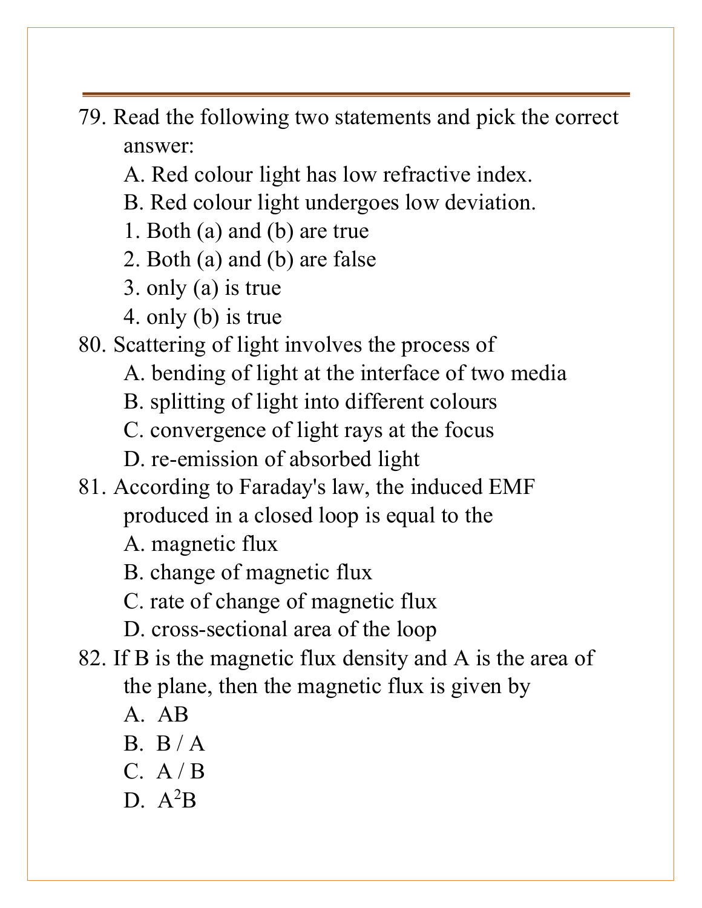79. Read the following two statements and pick the correct answer:

    A. Red colour light has low refractive index.

    B. Red colour light undergoes low deviation.

    1. Both (a) and (b) are true
    2. Both (a) and (b) are false
    3. only (a) is true
    4. only (b) is true

80. Scattering of light involves the process of

    A. bending of light at the interface of two media

    B. splitting of light into different colours

    C. convergence of light rays at the focus

    D. re-emission of absorbed light

81. According to Faraday's law, the induced EMF produced in a closed loop is equal to the

    A. magnetic flux

    B. change of magnetic flux

    C. rate of change of magnetic flux

    D. cross-sectional area of the loop

82. If B is the magnetic flux density and A is the area of the plane, then the magnetic flux is given by

    A. $AB$

    B. $B / A$

    C. $A / B$

    D. $A^2B$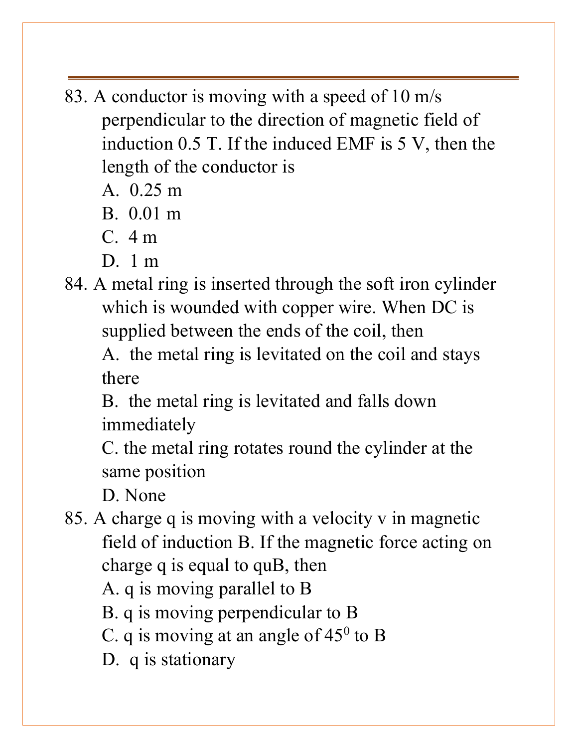83. A conductor is moving with a speed of 10 m/s perpendicular to the direction of magnetic field of induction 0.5 T. If the induced EMF is 5 V, then the length of the conductor is
    A. 0.25 m
    B. 0.01 m
    C. 4 m
    D. 1 m

84. A metal ring is inserted through the soft iron cylinder which is wounded with copper wire. When DC is supplied between the ends of the coil, then
    A. the metal ring is levitated on the coil and stays there
    B. the metal ring is levitated and falls down immediately
    C. the metal ring rotates round the cylinder at the same position
    D. None

85. A charge q is moving with a velocity v in magnetic field of induction B. If the magnetic force acting on charge q is equal to quB, then
    A. q is moving parallel to B
    B. q is moving perpendicular to B
    C. q is moving at an angle of $45^0$ to B
    D. q is stationary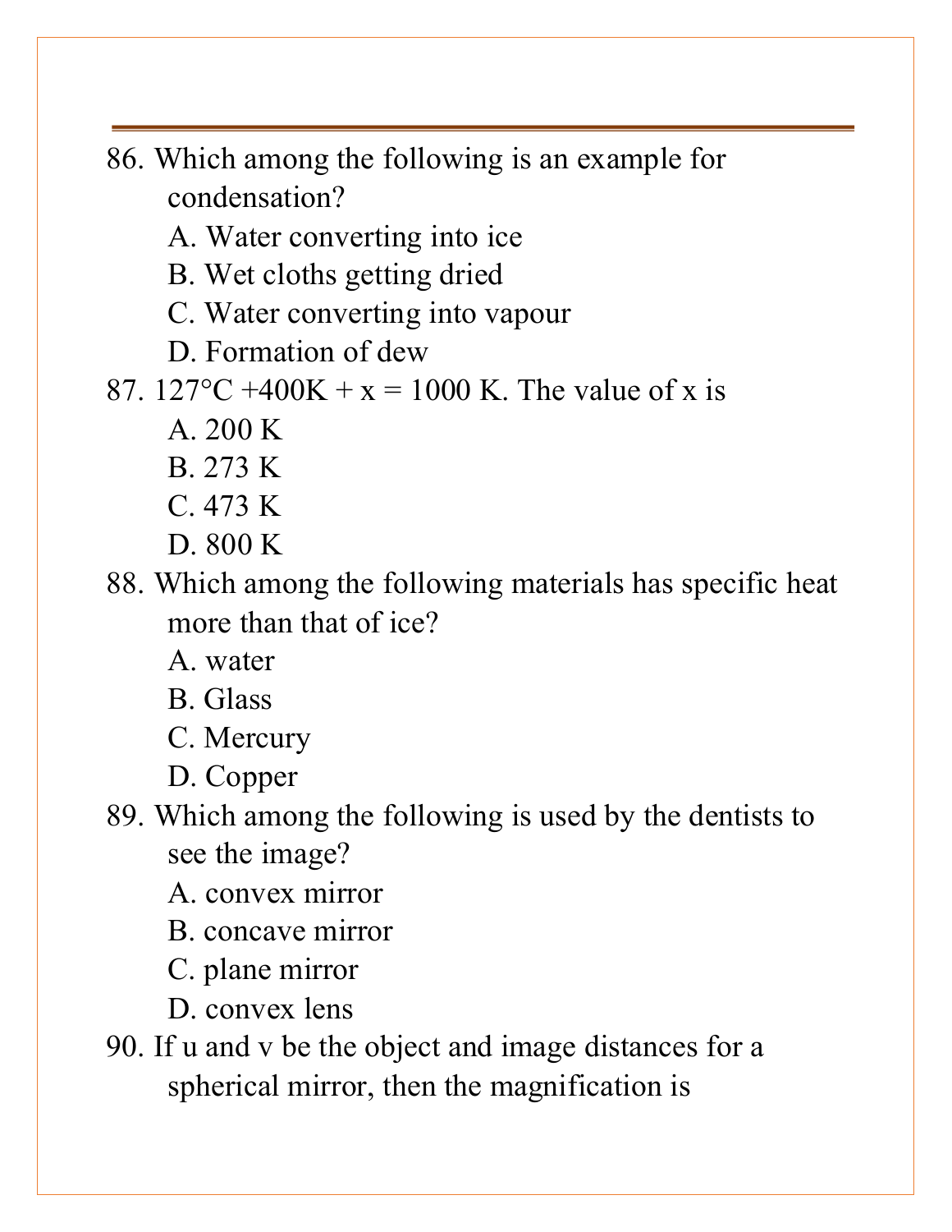86. Which among the following is an example for condensation?
    A. Water converting into ice
    B. Wet cloths getting dried
    C. Water converting into vapour
    D. Formation of dew

87. $127°C + 400K + x = 1000 K$. The value of x is
    A. 200 K
    B. 273 K
    C. 473 K
    D. 800 K

88. Which among the following materials has specific heat more than that of ice?
    A. water
    B. Glass
    C. Mercury
    D. Copper

89. Which among the following is used by the dentists to see the image?
    A. convex mirror
    B. concave mirror
    C. plane mirror
    D. convex lens

90. If u and v be the object and image distances for a spherical mirror, then the magnification is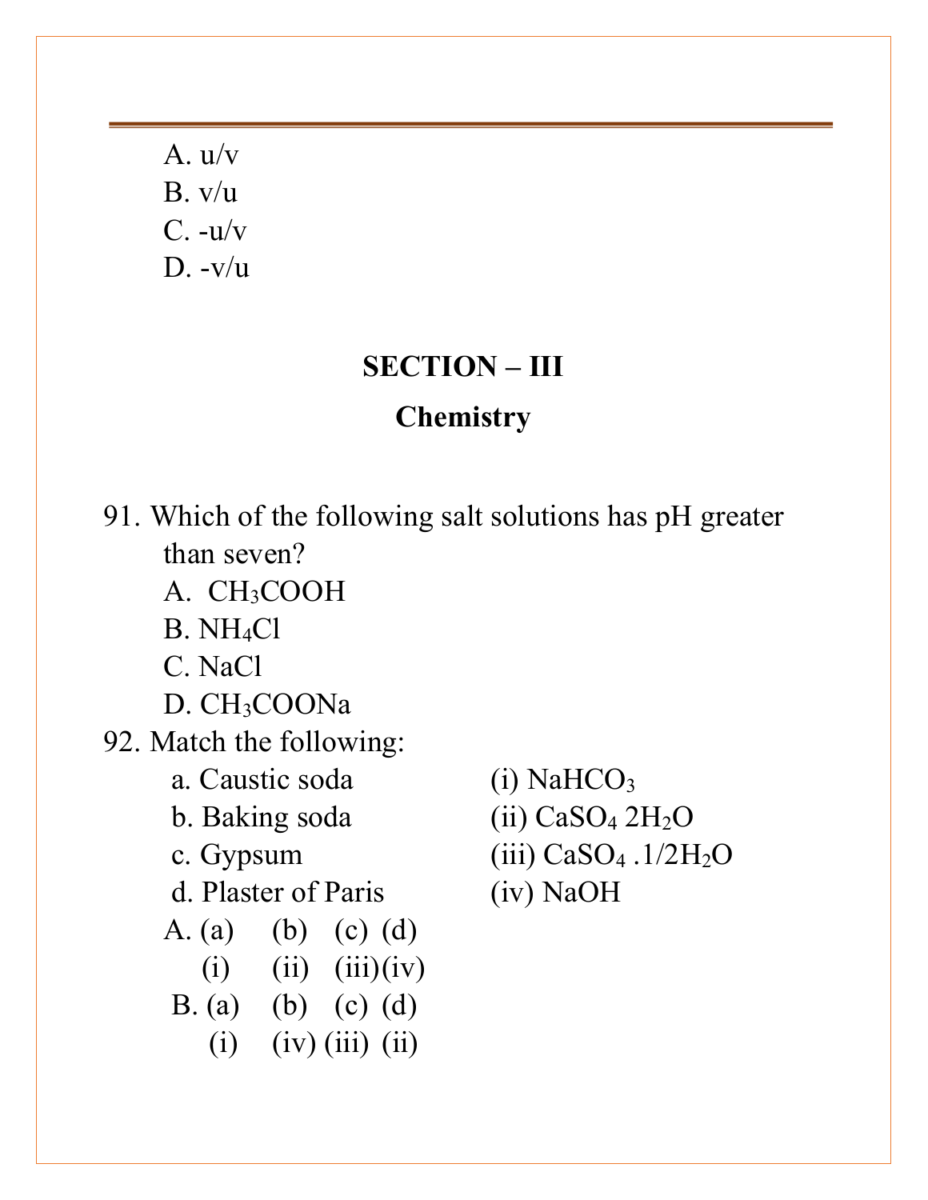A. u/v
B. v/u
C. -u/v
D. -v/u

## SECTION – III

## Chemistry

91. Which of the following salt solutions has pH greater than seven?
    A. $CH_3COOH$
    B. $NH_4Cl$
    C. NaCl
    D. $CH_3COONa$

92. Match the following:

| | |
|---|---|
| a. Caustic soda | (i) $NaHCO_3$ |
| b. Baking soda | (ii) $CaSO_4\ 2H_2O$ |
| c. Gypsum | (iii) $CaSO_4\ .1/2H_2O$ |
| d. Plaster of Paris | (iv) NaOH |

A. (a) (b) (c) (d)
   (i) (ii) (iii) (iv)

B. (a) (b) (c) (d)
   (i) (iv) (iii) (ii)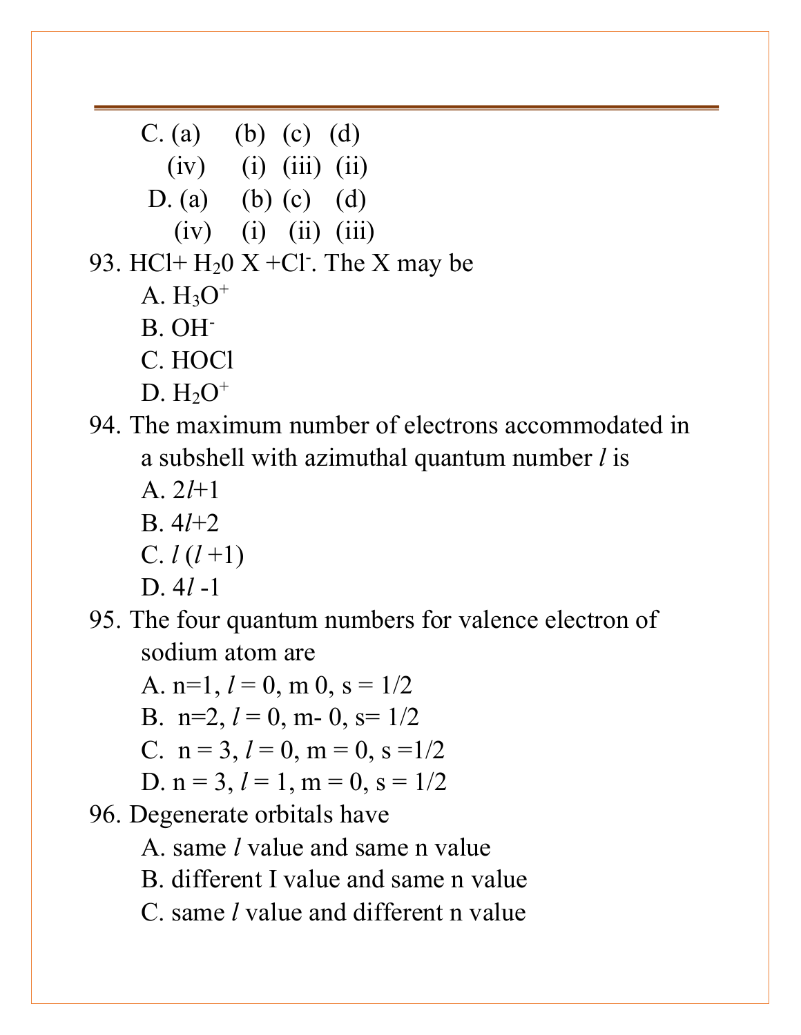C. (a) (b) (c) (d)

(iv) (i) (iii) (ii)

D. (a) (b) (c) (d)

(iv) (i) (ii) (iii)

93. $HCl + H_20$ X $+ Cl^-$. The X may be

A. $H_3O^+$

B. $OH^-$

C. HOCl

D. $H_2O^+$

94. The maximum number of electrons accommodated in a subshell with azimuthal quantum number $l$ is

A. $2l+1$

B. $4l+2$

C. $l\,(l+1)$

D. $4l-1$

95. The four quantum numbers for valence electron of sodium atom are

A. n=1, $l$ = 0, m 0, s = 1/2

B. n=2, $l$ = 0, m- 0, s= 1/2

C. n = 3, $l$ = 0, m = 0, s =1/2

D. n = 3, $l$ = 1, m = 0, s = 1/2

96. Degenerate orbitals have

A. same $l$ value and same n value

B. different I value and same n value

C. same $l$ value and different n value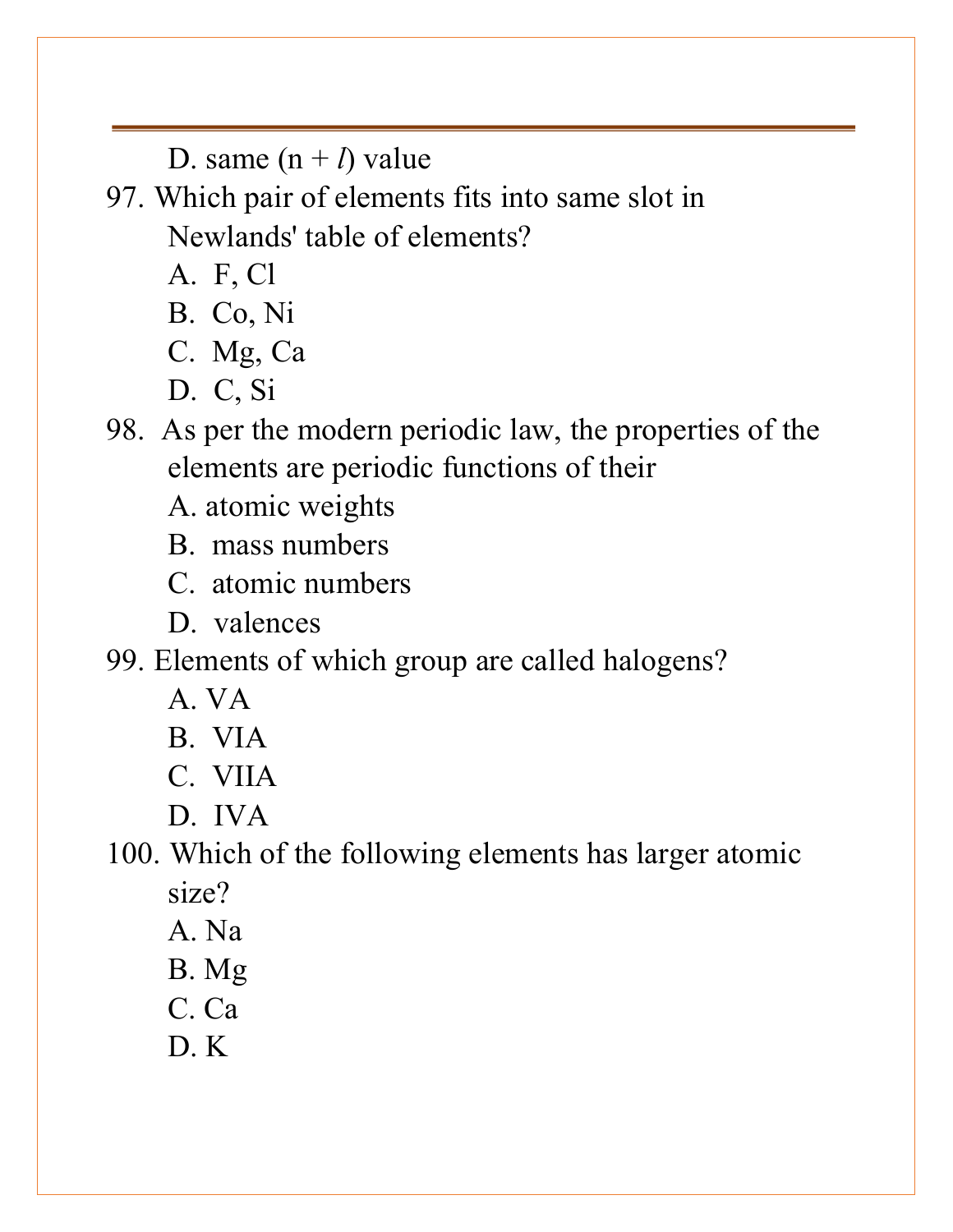D. same ($n + l$) value

97. Which pair of elements fits into same slot in Newlands' table of elements?
    A. F, Cl
    B. Co, Ni
    C. Mg, Ca
    D. C, Si

98. As per the modern periodic law, the properties of the elements are periodic functions of their
    A. atomic weights
    B. mass numbers
    C. atomic numbers
    D. valences

99. Elements of which group are called halogens?
    A. VA
    B. VIA
    C. VIIA
    D. IVA

100. Which of the following elements has larger atomic size?
    A. Na
    B. Mg
    C. Ca
    D. K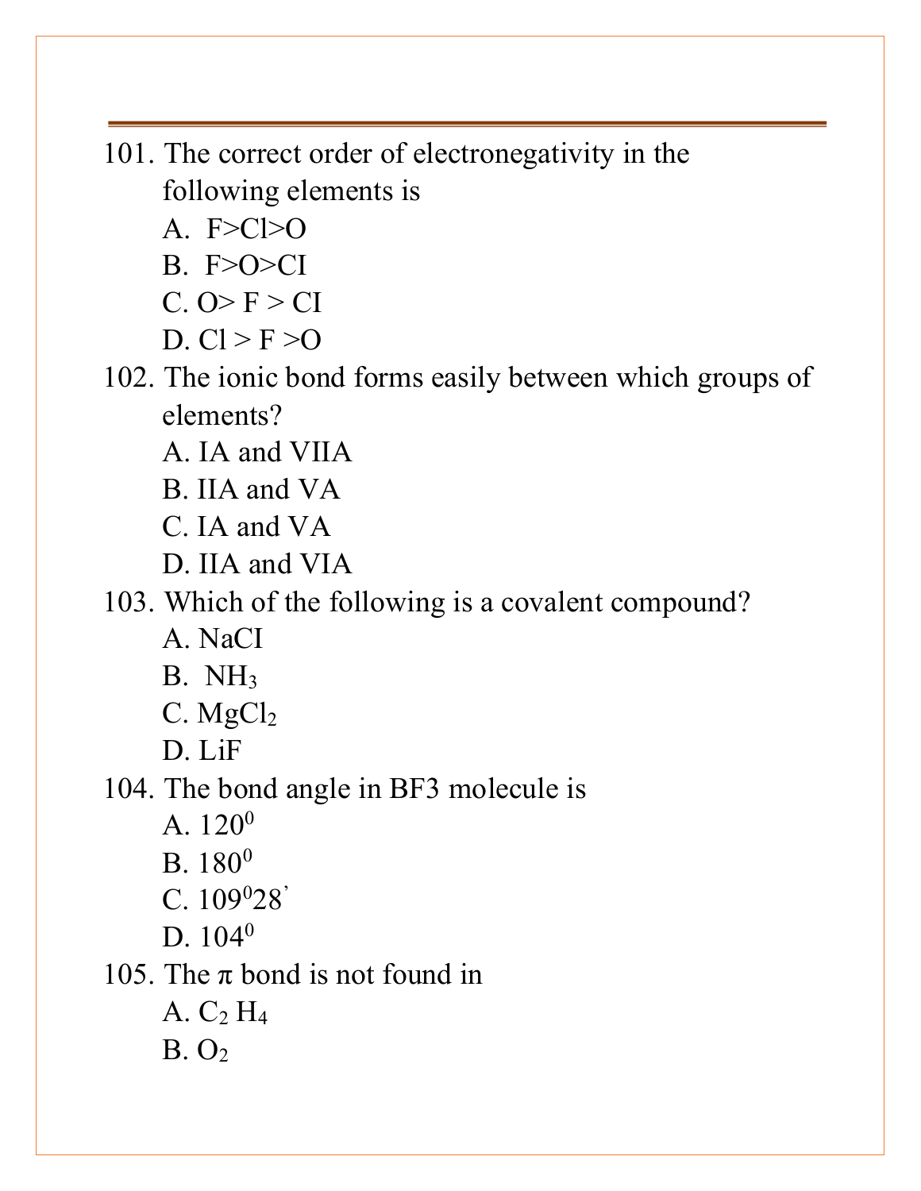101. The correct order of electronegativity in the following elements is

A. F>Cl>O

B. F>O>CI

C. O> F > CI

D. Cl > F >O

102. The ionic bond forms easily between which groups of elements?

A. IA and VIIA

B. IIA and VA

C. IA and VA

D. IIA and VIA

103. Which of the following is a covalent compound?

A. NaCI

B. $NH_3$

C. $MgCl_2$

D. LiF

104. The bond angle in BF3 molecule is

A. $120^0$

B. $180^0$

C. $109^028'$

D. $104^0$

105. The π bond is not found in

A. $C_2H_4$

B. $O_2$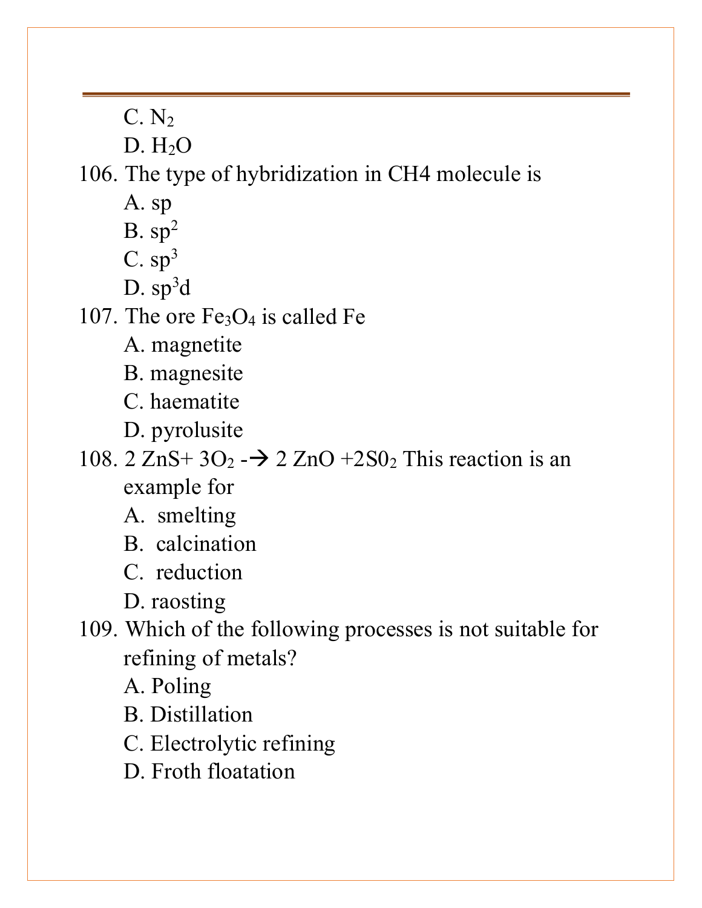C. $N_2$

D. $H_2O$

106. The type of hybridization in CH4 molecule is

    A. sp

    B. $sp^2$

    C. $sp^3$

    D. $sp^3d$

107. The ore $Fe_3O_4$ is called Fe

    A. magnetite

    B. magnesite

    C. haematite

    D. pyrolusite

108. $2\ ZnS + 3O_2 \rightarrow 2\ ZnO + 2S0_2$ This reaction is an example for

    A. smelting

    B. calcination

    C. reduction

    D. raosting

109. Which of the following processes is not suitable for refining of metals?

    A. Poling

    B. Distillation

    C. Electrolytic refining

    D. Froth floatation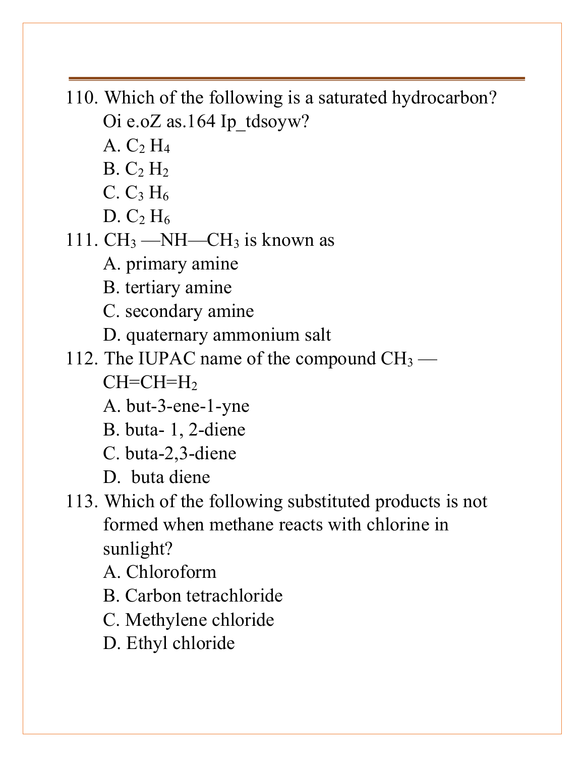110. Which of the following is a saturated hydrocarbon?
   Oi e.oZ as.164 Ip_tdsoyw?
   A. $C_2H_4$
   B. $C_2H_2$
   C. $C_3H_6$
   D. $C_2H_6$

111. $CH_3$ —NH—$CH_3$ is known as
   A. primary amine
   B. tertiary amine
   C. secondary amine
   D. quaternary ammonium salt

112. The IUPAC name of the compound $CH_3$ —CH=CH=$H_2$
   A. but-3-ene-1-yne
   B. buta- 1, 2-diene
   C. buta-2,3-diene
   D. buta diene

113. Which of the following substituted products is not formed when methane reacts with chlorine in sunlight?
   A. Chloroform
   B. Carbon tetrachloride
   C. Methylene chloride
   D. Ethyl chloride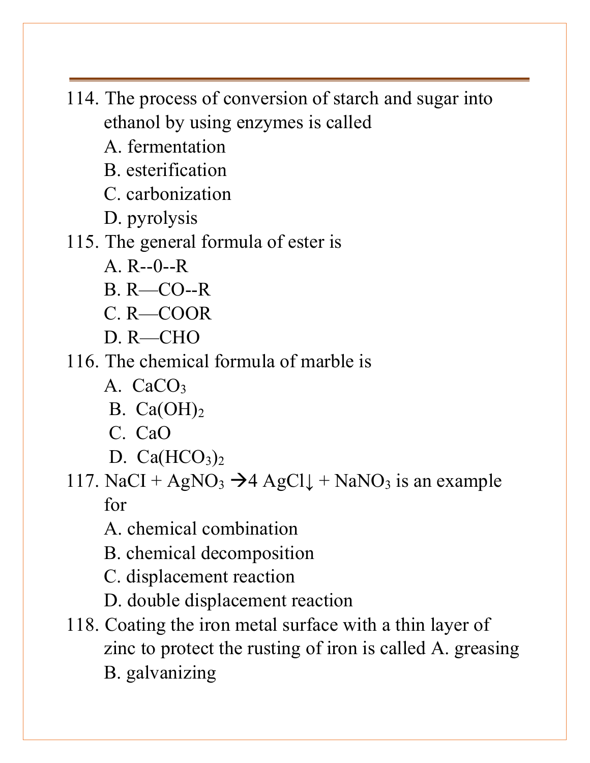114. The process of conversion of starch and sugar into ethanol by using enzymes is called
    A. fermentation
    B. esterification
    C. carbonization
    D. pyrolysis

115. The general formula of ester is
    A. R--0--R
    B. R—CO--R
    C. R—COOR
    D. R—CHO

116. The chemical formula of marble is
    A. $CaCO_3$
    B. $Ca(OH)_2$
    C. $CaO$
    D. $Ca(HCO_3)_2$

117. $NaCI + AgNO_3 \rightarrow 4\ AgCl\downarrow + NaNO_3$ is an example for
    A. chemical combination
    B. chemical decomposition
    C. displacement reaction
    D. double displacement reaction

118. Coating the iron metal surface with a thin layer of zinc to protect the rusting of iron is called A. greasing
    B. galvanizing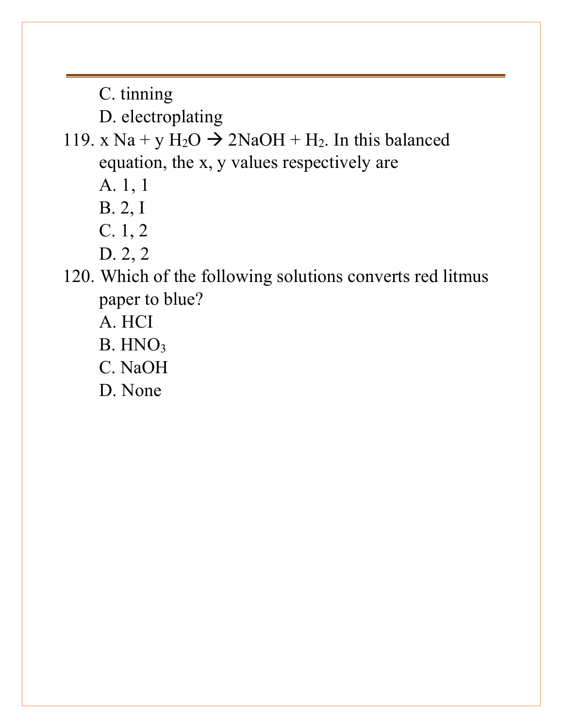C. tinning

D. electroplating

119. x Na + y $H_2O$ → 2NaOH + $H_2$. In this balanced equation, the x, y values respectively are

A. 1, 1

B. 2, I

C. 1, 2

D. 2, 2

120. Which of the following solutions converts red litmus paper to blue?

A. HCI

B. $HNO_3$

C. NaOH

D. None